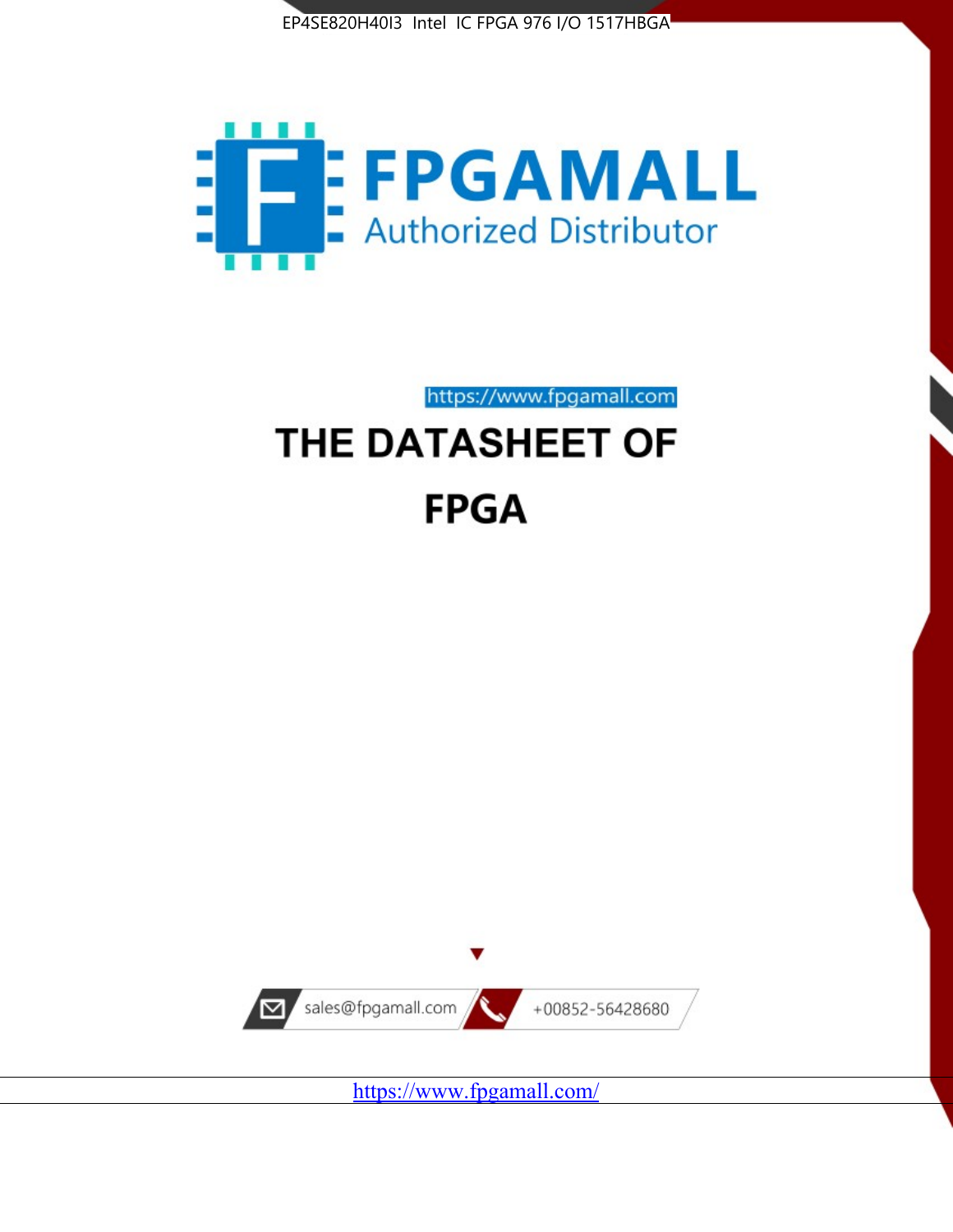EP4SE820H40I3 Intel IC FPGA 976 I/O 1517HBGA

FPGAMALL

Authorized Distributor

https://www.fpgamall.com

# THE DATASHEET OF

# FPGA

sales@fpgamall.com

+00852-56428680

https://www.fpgamall.com/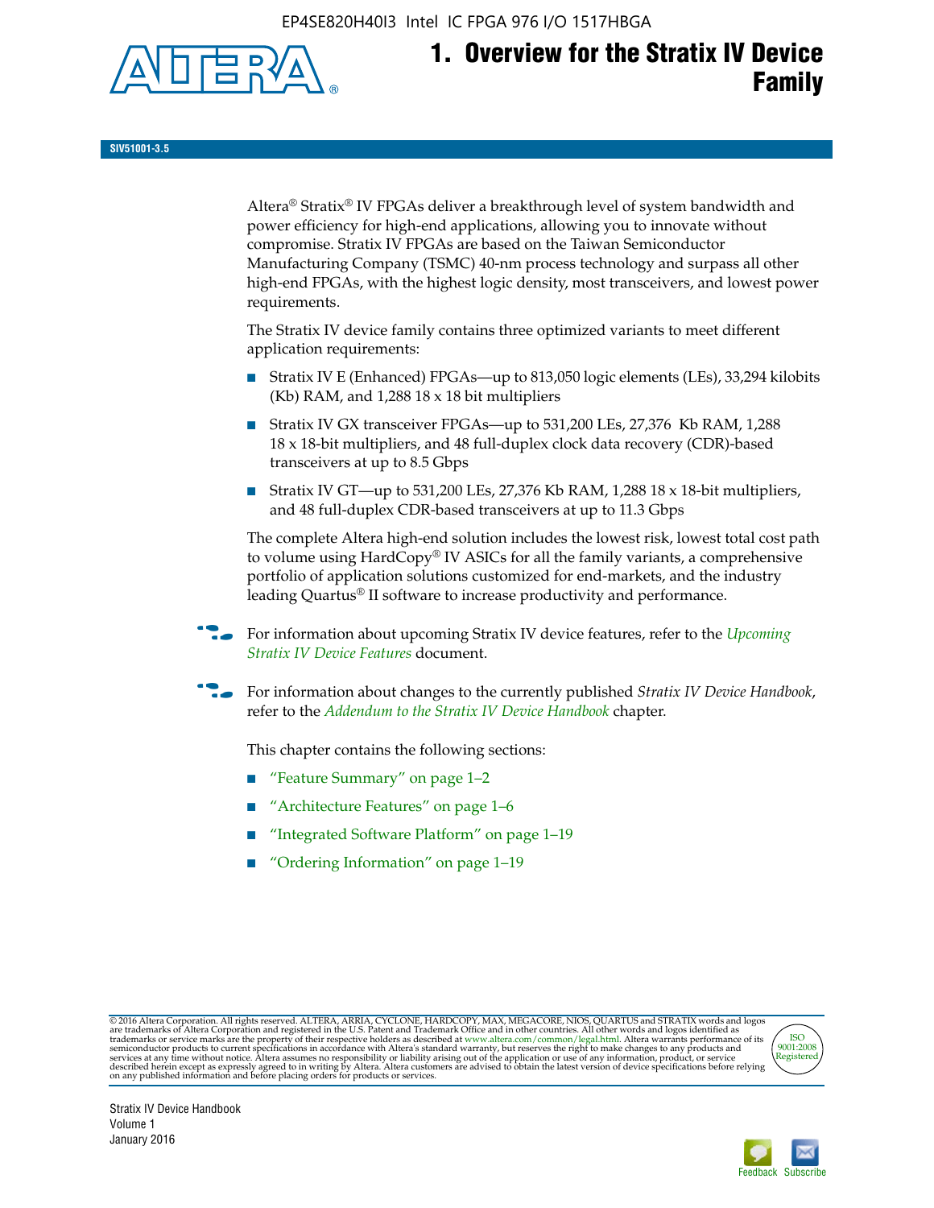# 1. Overview for the Stratix IV Device Family

SIV51001-3.5

Altera® Stratix® IV FPGAs deliver a breakthrough level of system bandwidth and power efficiency for high-end applications, allowing you to innovate without compromise. Stratix IV FPGAs are based on the Taiwan Semiconductor Manufacturing Company (TSMC) 40-nm process technology and surpass all other high-end FPGAs, with the highest logic density, most transceivers, and lowest power requirements.

The Stratix IV device family contains three optimized variants to meet different application requirements:

- Stratix IV E (Enhanced) FPGAs—up to 813,050 logic elements (LEs), 33,294 kilobits (Kb) RAM, and 1,288 18 x 18 bit multipliers
- Stratix IV GX transceiver FPGAs—up to 531,200 LEs, 27,376 Kb RAM, 1,288 18 x 18-bit multipliers, and 48 full-duplex clock data recovery (CDR)-based transceivers at up to 8.5 Gbps
- Stratix IV GT—up to 531,200 LEs, 27,376 Kb RAM, 1,288 18 x 18-bit multipliers, and 48 full-duplex CDR-based transceivers at up to 11.3 Gbps

The complete Altera high-end solution includes the lowest risk, lowest total cost path to volume using HardCopy® IV ASICs for all the family variants, a comprehensive portfolio of application solutions customized for end-markets, and the industry leading Quartus® II software to increase productivity and performance.

For information about upcoming Stratix IV device features, refer to the *Upcoming Stratix IV Device Features* document.

For information about changes to the currently published *Stratix IV Device Handbook*, refer to the *Addendum to the Stratix IV Device Handbook* chapter.

This chapter contains the following sections:

- "Feature Summary" on page 1–2
- "Architecture Features" on page 1–6
- "Integrated Software Platform" on page 1–19
- "Ordering Information" on page 1–19

© 2016 Altera Corporation. All rights reserved. ALTERA, ARRIA, CYCLONE, HARDCOPY, MAX, MEGACORE, NIOS, QUARTUS and STRATIX words and logos are trademarks of Altera Corporation and registered in the U.S. Patent and Trademark Office and in other countries. All other words and logos identified as trademarks or service marks are the property of their respective holders as described at www.altera.com/common/legal.html. Altera warrants performance of its semiconductor products to current specifications in accordance with Altera's standard warranty, but reserves the right to make changes to any products and services at any time without notice. Altera assumes no responsibility or liability arising out of the application or use of any information, product, or service described herein except as expressly agreed to in writing by Altera. Altera customers are advised to obtain the latest version of device specifications before relying on any published information and before placing orders for products or services.

Stratix IV Device Handbook
Volume 1
January 2016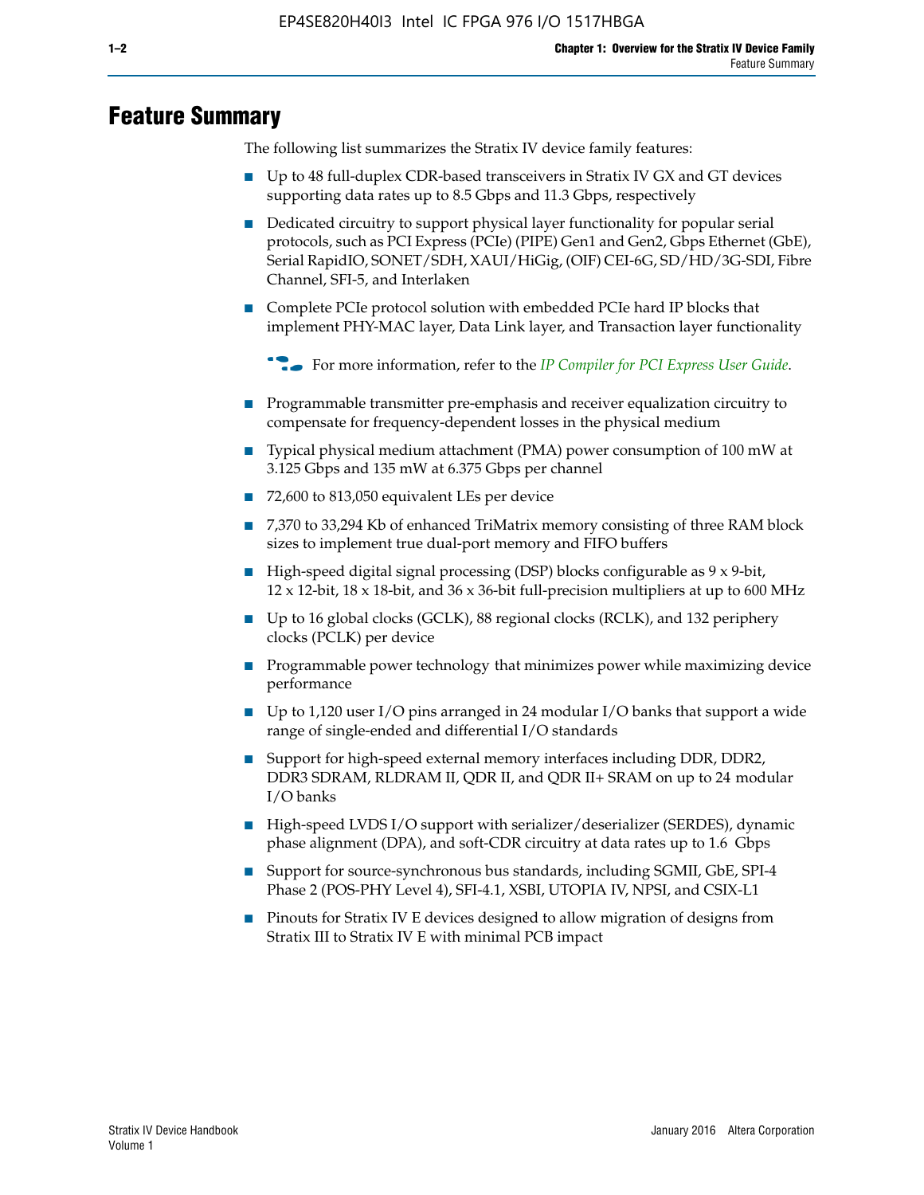# Feature Summary

The following list summarizes the Stratix IV device family features:

- Up to 48 full-duplex CDR-based transceivers in Stratix IV GX and GT devices supporting data rates up to 8.5 Gbps and 11.3 Gbps, respectively
- Dedicated circuitry to support physical layer functionality for popular serial protocols, such as PCI Express (PCIe) (PIPE) Gen1 and Gen2, Gbps Ethernet (GbE), Serial RapidIO, SONET/SDH, XAUI/HiGig, (OIF) CEI-6G, SD/HD/3G-SDI, Fibre Channel, SFI-5, and Interlaken
- Complete PCIe protocol solution with embedded PCIe hard IP blocks that implement PHY-MAC layer, Data Link layer, and Transaction layer functionality

  For more information, refer to the *IP Compiler for PCI Express User Guide*.

- Programmable transmitter pre-emphasis and receiver equalization circuitry to compensate for frequency-dependent losses in the physical medium
- Typical physical medium attachment (PMA) power consumption of 100 mW at 3.125 Gbps and 135 mW at 6.375 Gbps per channel
- 72,600 to 813,050 equivalent LEs per device
- 7,370 to 33,294 Kb of enhanced TriMatrix memory consisting of three RAM block sizes to implement true dual-port memory and FIFO buffers
- High-speed digital signal processing (DSP) blocks configurable as 9 x 9-bit, 12 x 12-bit, 18 x 18-bit, and 36 x 36-bit full-precision multipliers at up to 600 MHz
- Up to 16 global clocks (GCLK), 88 regional clocks (RCLK), and 132 periphery clocks (PCLK) per device
- Programmable power technology that minimizes power while maximizing device performance
- Up to 1,120 user I/O pins arranged in 24 modular I/O banks that support a wide range of single-ended and differential I/O standards
- Support for high-speed external memory interfaces including DDR, DDR2, DDR3 SDRAM, RLDRAM II, QDR II, and QDR II+ SRAM on up to 24 modular I/O banks
- High-speed LVDS I/O support with serializer/deserializer (SERDES), dynamic phase alignment (DPA), and soft-CDR circuitry at data rates up to 1.6 Gbps
- Support for source-synchronous bus standards, including SGMII, GbE, SPI-4 Phase 2 (POS-PHY Level 4), SFI-4.1, XSBI, UTOPIA IV, NPSI, and CSIX-L1
- Pinouts for Stratix IV E devices designed to allow migration of designs from Stratix III to Stratix IV E with minimal PCB impact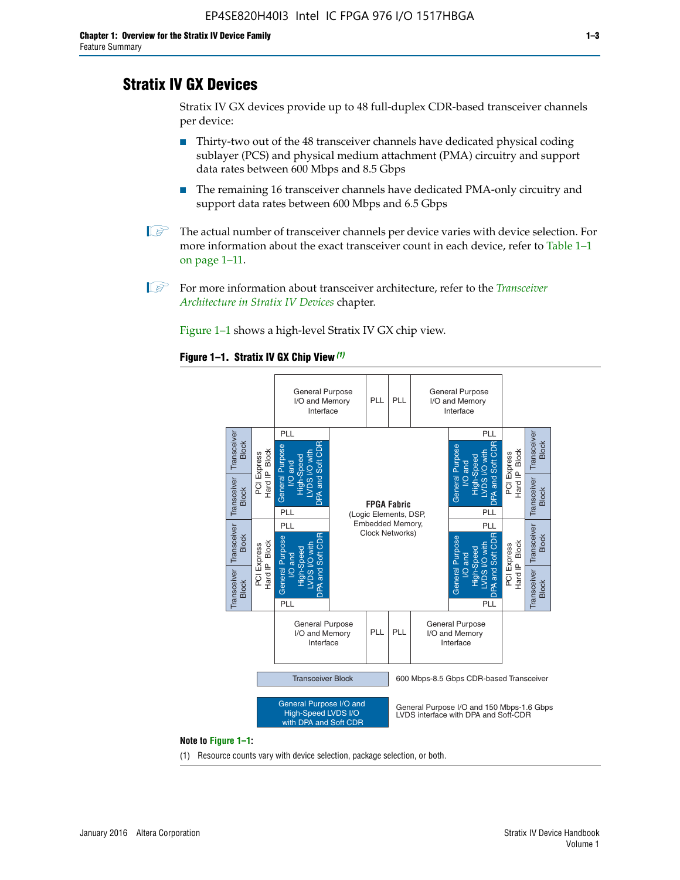## Stratix IV GX Devices

Stratix IV GX devices provide up to 48 full-duplex CDR-based transceiver channels per device:

- Thirty-two out of the 48 transceiver channels have dedicated physical coding sublayer (PCS) and physical medium attachment (PMA) circuitry and support data rates between 600 Mbps and 8.5 Gbps
- The remaining 16 transceiver channels have dedicated PMA-only circuitry and support data rates between 600 Mbps and 6.5 Gbps

The actual number of transceiver channels per device varies with device selection. For more information about the exact transceiver count in each device, refer to Table 1–1 on page 1–11.

For more information about transceiver architecture, refer to the *Transceiver Architecture in Stratix IV Devices* chapter.

Figure 1–1 shows a high-level Stratix IV GX chip view.

**Figure 1–1. Stratix IV GX Chip View** *(1)*

General Purpose I/O and Memory Interface | PLL | PLL | General Purpose I/O and Memory Interface

Transceiver Block | Transceiver Block | PCI Express Hard IP Block | PLL | General Purpose I/O and High-Speed LVDS I/O with DPA and Soft CDR | PLL

FPGA Fabric (Logic Elements, DSP, Embedded Memory, Clock Networks)

Transceiver Block — 600 Mbps-8.5 Gbps CDR-based Transceiver

General Purpose I/O and High-Speed LVDS I/O with DPA and Soft CDR — General Purpose I/O and 150 Mbps-1.6 Gbps LVDS interface with DPA and Soft-CDR

**Note to Figure 1–1:**

(1) Resource counts vary with device selection, package selection, or both.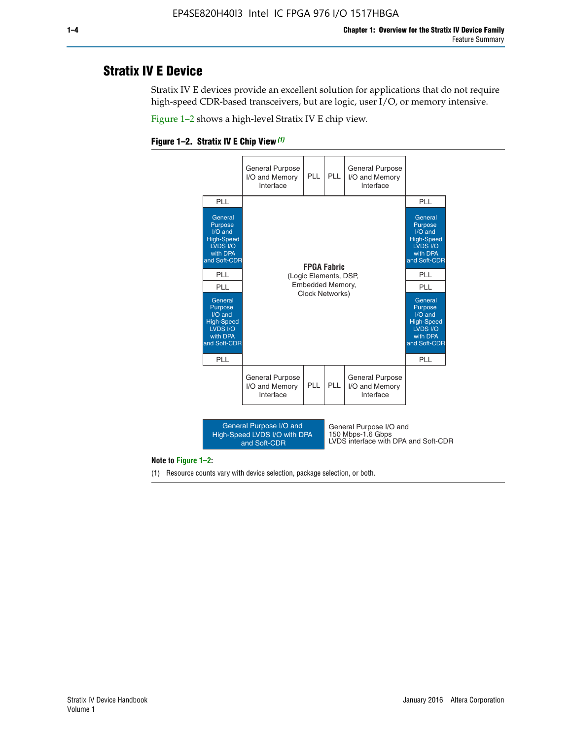## Stratix IV E Device

Stratix IV E devices provide an excellent solution for applications that do not require high-speed CDR-based transceivers, but are logic, user I/O, or memory intensive.

Figure 1–2 shows a high-level Stratix IV E chip view.

**Figure 1–2. Stratix IV E Chip View (1)**

General Purpose I/O and Memory Interface | PLL | PLL | General Purpose I/O and Memory Interface

PLL | General Purpose I/O and High-Speed LVDS I/O with DPA and Soft-CDR | PLL | PLL | General Purpose I/O and High-Speed LVDS I/O with DPA and Soft-CDR | PLL

**FPGA Fabric**
(Logic Elements, DSP, Embedded Memory, Clock Networks)

PLL | General Purpose I/O and High-Speed LVDS I/O with DPA and Soft-CDR | PLL | PLL | General Purpose I/O and High-Speed LVDS I/O with DPA and Soft-CDR | PLL

General Purpose I/O and Memory Interface | PLL | PLL | General Purpose I/O and Memory Interface

General Purpose I/O and High-Speed LVDS I/O with DPA and Soft-CDR: General Purpose I/O and 150 Mbps-1.6 Gbps LVDS interface with DPA and Soft-CDR

**Note to Figure 1–2:**

(1) Resource counts vary with device selection, package selection, or both.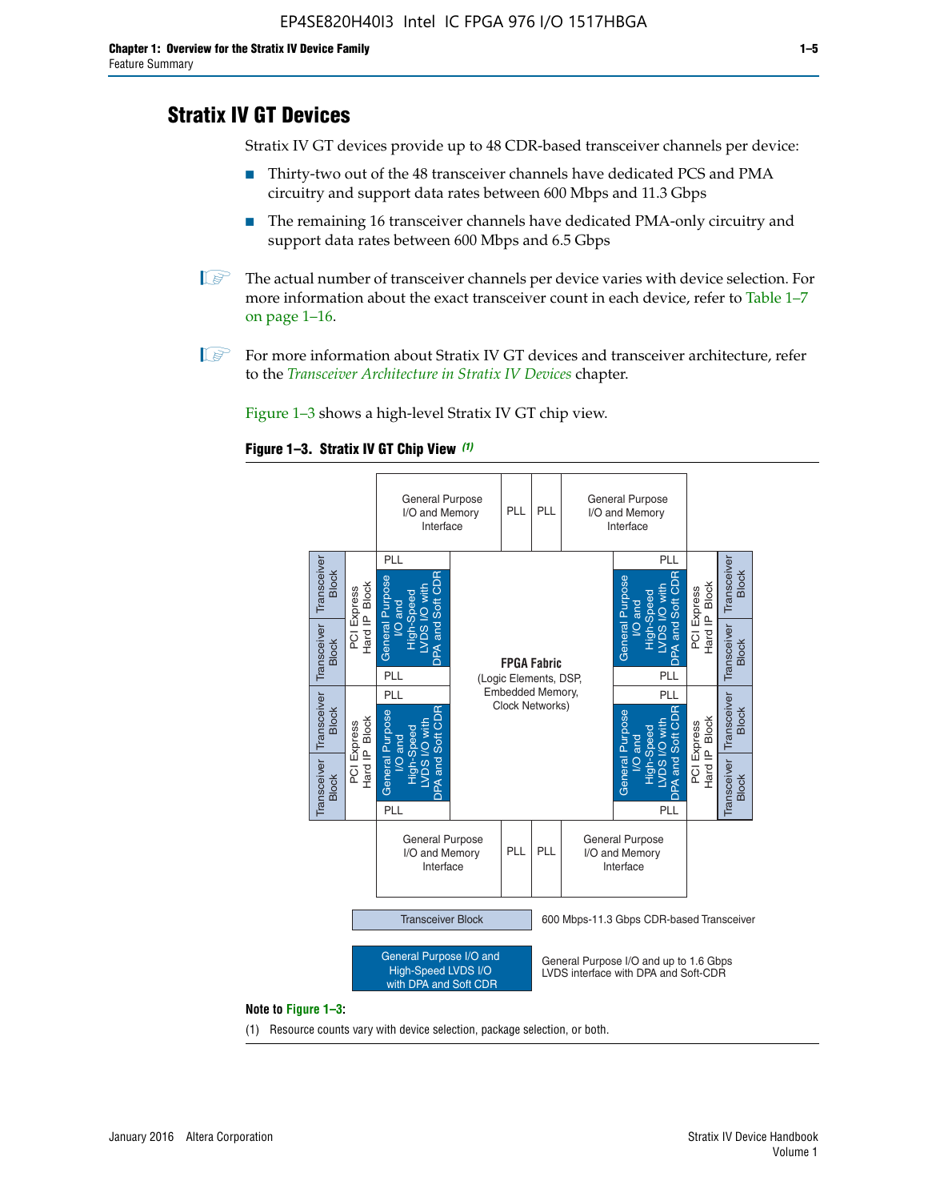## Stratix IV GT Devices

Stratix IV GT devices provide up to 48 CDR-based transceiver channels per device:

- Thirty-two out of the 48 transceiver channels have dedicated PCS and PMA circuitry and support data rates between 600 Mbps and 11.3 Gbps
- The remaining 16 transceiver channels have dedicated PMA-only circuitry and support data rates between 600 Mbps and 6.5 Gbps

The actual number of transceiver channels per device varies with device selection. For more information about the exact transceiver count in each device, refer to Table 1–7 on page 1–16.

For more information about Stratix IV GT devices and transceiver architecture, refer to the *Transceiver Architecture in Stratix IV Devices* chapter.

Figure 1–3 shows a high-level Stratix IV GT chip view.

**Figure 1–3. Stratix IV GT Chip View** *(1)*

General Purpose I/O and Memory Interface | PLL | PLL | General Purpose I/O and Memory Interface

Transceiver Block | Transceiver Block | PCI Express Hard IP Block | PLL | General Purpose I/O and High-Speed LVDS I/O with DPA and Soft CDR | PLL

FPGA Fabric (Logic Elements, DSP, Embedded Memory, Clock Networks)

General Purpose I/O and Memory Interface | PLL | PLL | General Purpose I/O and Memory Interface

Transceiver Block — 600 Mbps-11.3 Gbps CDR-based Transceiver

General Purpose I/O and High-Speed LVDS I/O with DPA and Soft CDR — General Purpose I/O and up to 1.6 Gbps LVDS interface with DPA and Soft-CDR

**Note to Figure 1–3:**

(1) Resource counts vary with device selection, package selection, or both.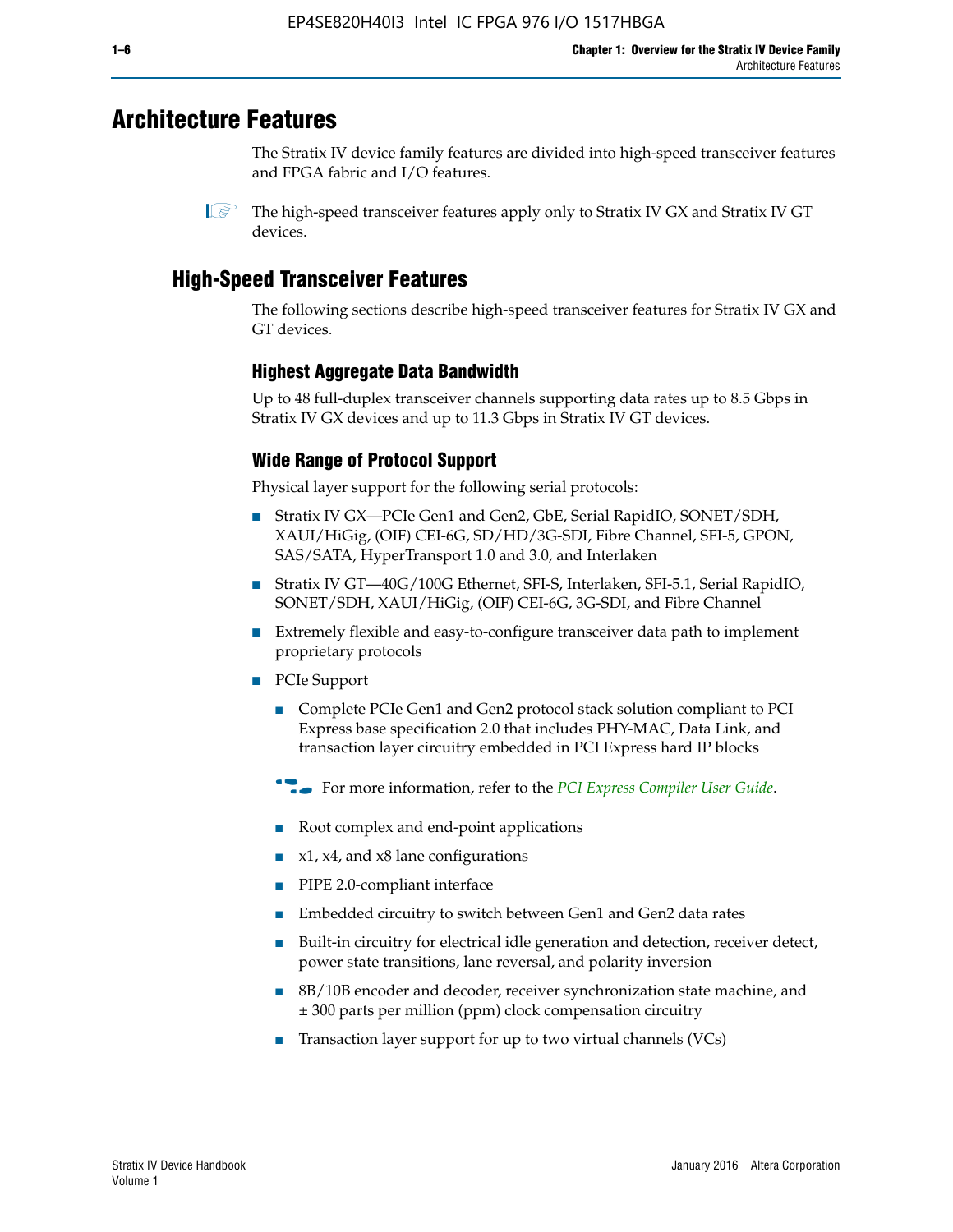# Architecture Features

The Stratix IV device family features are divided into high-speed transceiver features and FPGA fabric and I/O features.

The high-speed transceiver features apply only to Stratix IV GX and Stratix IV GT devices.

## High-Speed Transceiver Features

The following sections describe high-speed transceiver features for Stratix IV GX and GT devices.

### Highest Aggregate Data Bandwidth

Up to 48 full-duplex transceiver channels supporting data rates up to 8.5 Gbps in Stratix IV GX devices and up to 11.3 Gbps in Stratix IV GT devices.

### Wide Range of Protocol Support

Physical layer support for the following serial protocols:

- Stratix IV GX—PCIe Gen1 and Gen2, GbE, Serial RapidIO, SONET/SDH, XAUI/HiGig, (OIF) CEI-6G, SD/HD/3G-SDI, Fibre Channel, SFI-5, GPON, SAS/SATA, HyperTransport 1.0 and 3.0, and Interlaken
- Stratix IV GT—40G/100G Ethernet, SFI-S, Interlaken, SFI-5.1, Serial RapidIO, SONET/SDH, XAUI/HiGig, (OIF) CEI-6G, 3G-SDI, and Fibre Channel
- Extremely flexible and easy-to-configure transceiver data path to implement proprietary protocols
- PCIe Support
  - Complete PCIe Gen1 and Gen2 protocol stack solution compliant to PCI Express base specification 2.0 that includes PHY-MAC, Data Link, and transaction layer circuitry embedded in PCI Express hard IP blocks

  For more information, refer to the *PCI Express Compiler User Guide*.

  - Root complex and end-point applications
  - x1, x4, and x8 lane configurations
  - PIPE 2.0-compliant interface
  - Embedded circuitry to switch between Gen1 and Gen2 data rates
  - Built-in circuitry for electrical idle generation and detection, receiver detect, power state transitions, lane reversal, and polarity inversion
  - 8B/10B encoder and decoder, receiver synchronization state machine, and ± 300 parts per million (ppm) clock compensation circuitry
  - Transaction layer support for up to two virtual channels (VCs)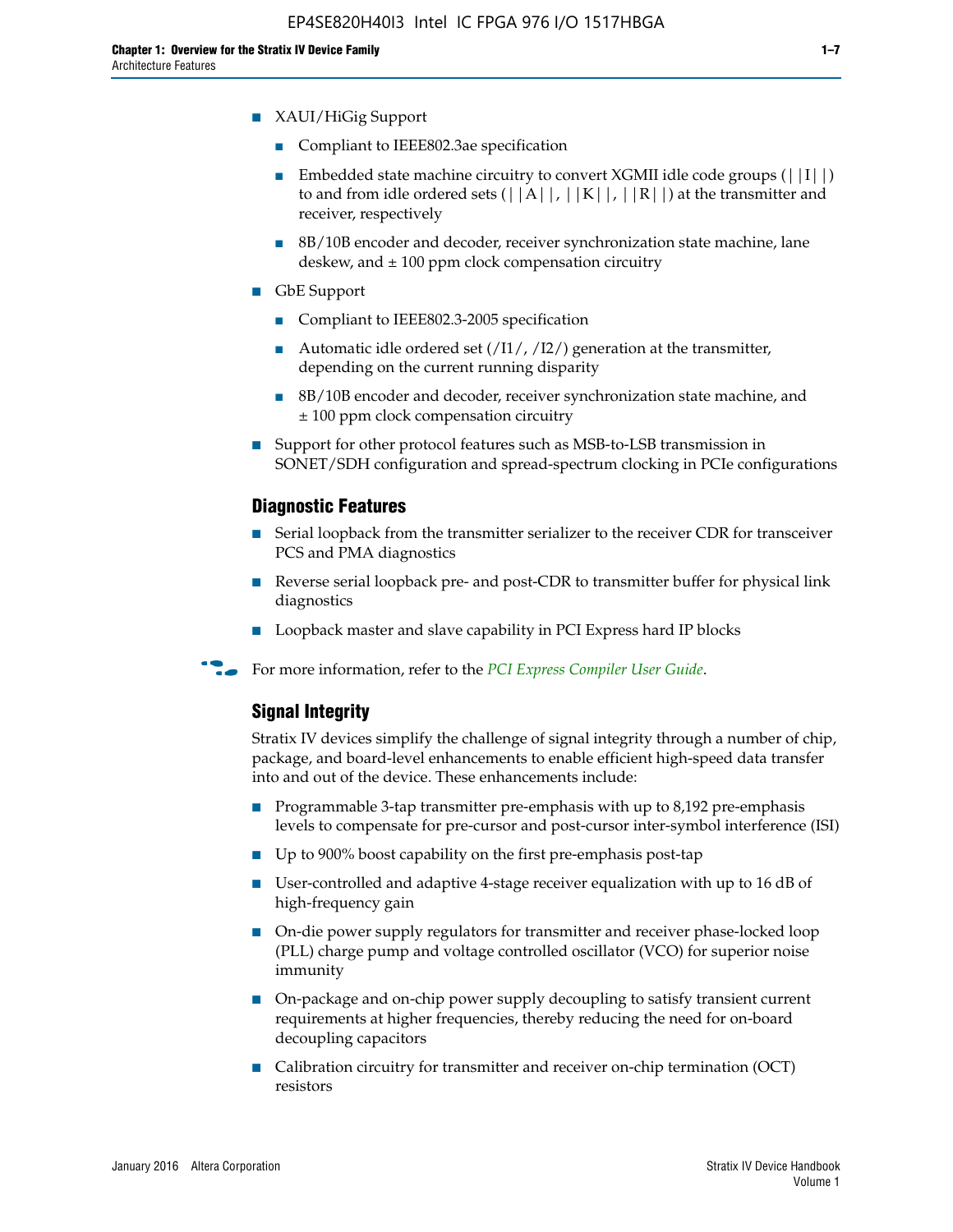- XAUI/HiGig Support
  - Compliant to IEEE802.3ae specification
  - Embedded state machine circuitry to convert XGMII idle code groups (||I||) to and from idle ordered sets (||A||, ||K||, ||R||) at the transmitter and receiver, respectively
  - 8B/10B encoder and decoder, receiver synchronization state machine, lane deskew, and ± 100 ppm clock compensation circuitry
- GbE Support
  - Compliant to IEEE802.3-2005 specification
  - Automatic idle ordered set (/I1/, /I2/) generation at the transmitter, depending on the current running disparity
  - 8B/10B encoder and decoder, receiver synchronization state machine, and ± 100 ppm clock compensation circuitry
- Support for other protocol features such as MSB-to-LSB transmission in SONET/SDH configuration and spread-spectrum clocking in PCIe configurations

### Diagnostic Features

- Serial loopback from the transmitter serializer to the receiver CDR for transceiver PCS and PMA diagnostics
- Reverse serial loopback pre- and post-CDR to transmitter buffer for physical link diagnostics
- Loopback master and slave capability in PCI Express hard IP blocks

For more information, refer to the *PCI Express Compiler User Guide*.

### Signal Integrity

Stratix IV devices simplify the challenge of signal integrity through a number of chip, package, and board-level enhancements to enable efficient high-speed data transfer into and out of the device. These enhancements include:

- Programmable 3-tap transmitter pre-emphasis with up to 8,192 pre-emphasis levels to compensate for pre-cursor and post-cursor inter-symbol interference (ISI)
- Up to 900% boost capability on the first pre-emphasis post-tap
- User-controlled and adaptive 4-stage receiver equalization with up to 16 dB of high-frequency gain
- On-die power supply regulators for transmitter and receiver phase-locked loop (PLL) charge pump and voltage controlled oscillator (VCO) for superior noise immunity
- On-package and on-chip power supply decoupling to satisfy transient current requirements at higher frequencies, thereby reducing the need for on-board decoupling capacitors
- Calibration circuitry for transmitter and receiver on-chip termination (OCT) resistors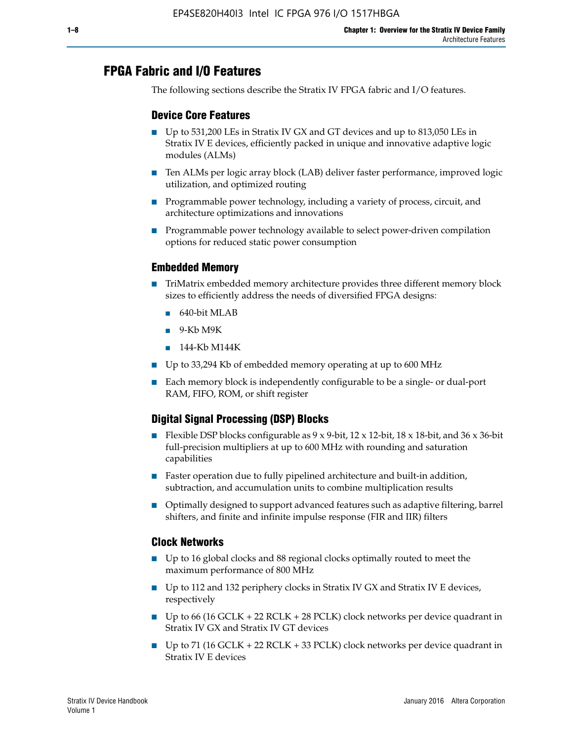## FPGA Fabric and I/O Features

The following sections describe the Stratix IV FPGA fabric and I/O features.

### Device Core Features

- Up to 531,200 LEs in Stratix IV GX and GT devices and up to 813,050 LEs in Stratix IV E devices, efficiently packed in unique and innovative adaptive logic modules (ALMs)
- Ten ALMs per logic array block (LAB) deliver faster performance, improved logic utilization, and optimized routing
- Programmable power technology, including a variety of process, circuit, and architecture optimizations and innovations
- Programmable power technology available to select power-driven compilation options for reduced static power consumption

### Embedded Memory

- TriMatrix embedded memory architecture provides three different memory block sizes to efficiently address the needs of diversified FPGA designs:
  - 640-bit MLAB
  - 9-Kb M9K
  - 144-Kb M144K
- Up to 33,294 Kb of embedded memory operating at up to 600 MHz
- Each memory block is independently configurable to be a single- or dual-port RAM, FIFO, ROM, or shift register

### Digital Signal Processing (DSP) Blocks

- Flexible DSP blocks configurable as 9 x 9-bit, 12 x 12-bit, 18 x 18-bit, and 36 x 36-bit full-precision multipliers at up to 600 MHz with rounding and saturation capabilities
- Faster operation due to fully pipelined architecture and built-in addition, subtraction, and accumulation units to combine multiplication results
- Optimally designed to support advanced features such as adaptive filtering, barrel shifters, and finite and infinite impulse response (FIR and IIR) filters

### Clock Networks

- Up to 16 global clocks and 88 regional clocks optimally routed to meet the maximum performance of 800 MHz
- Up to 112 and 132 periphery clocks in Stratix IV GX and Stratix IV E devices, respectively
- Up to 66 (16 GCLK + 22 RCLK + 28 PCLK) clock networks per device quadrant in Stratix IV GX and Stratix IV GT devices
- Up to 71 (16 GCLK + 22 RCLK + 33 PCLK) clock networks per device quadrant in Stratix IV E devices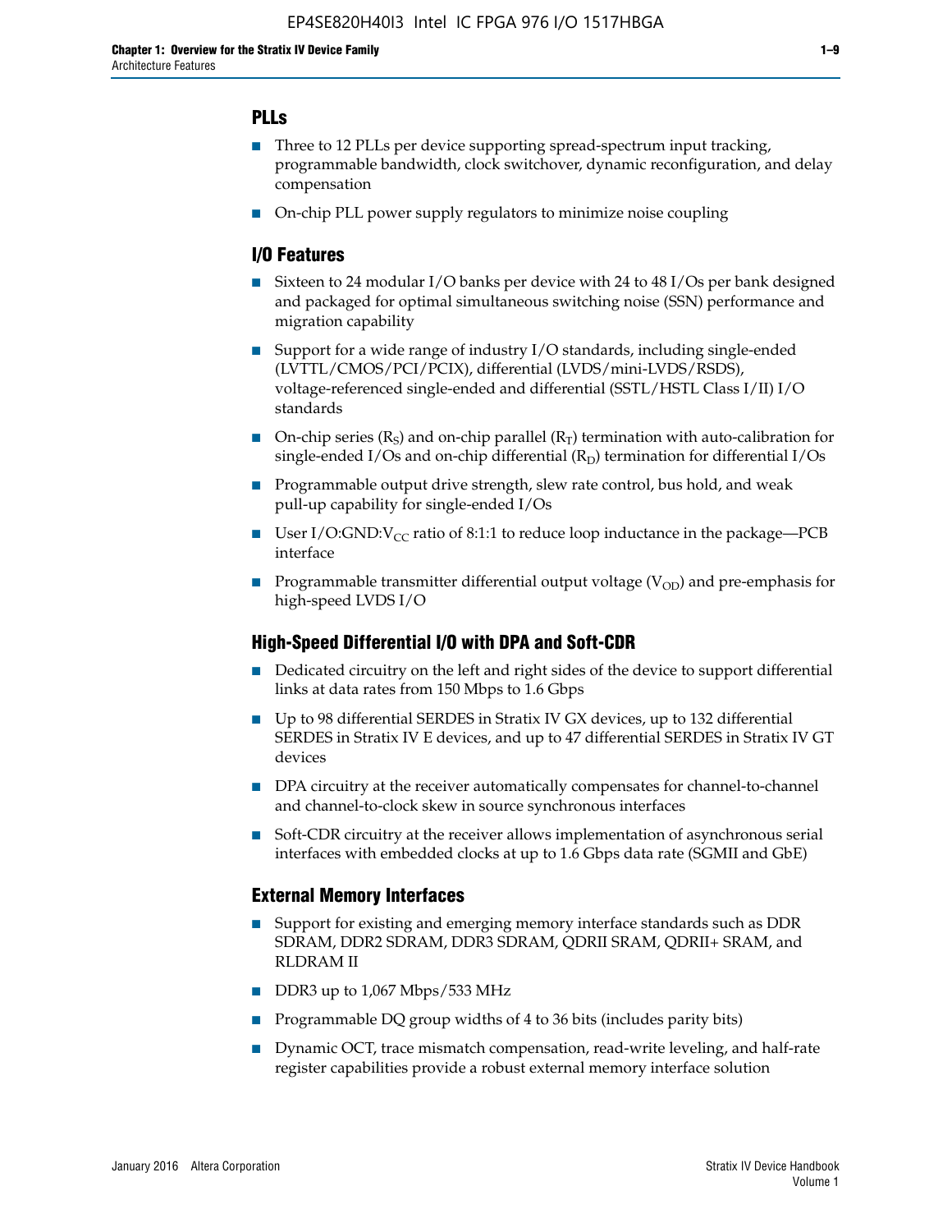## PLLs

- Three to 12 PLLs per device supporting spread-spectrum input tracking, programmable bandwidth, clock switchover, dynamic reconfiguration, and delay compensation
- On-chip PLL power supply regulators to minimize noise coupling

## I/O Features

- Sixteen to 24 modular I/O banks per device with 24 to 48 I/Os per bank designed and packaged for optimal simultaneous switching noise (SSN) performance and migration capability
- Support for a wide range of industry I/O standards, including single-ended (LVTTL/CMOS/PCI/PCIX), differential (LVDS/mini-LVDS/RSDS), voltage-referenced single-ended and differential (SSTL/HSTL Class I/II) I/O standards
- On-chip series ($R_S$) and on-chip parallel ($R_T$) termination with auto-calibration for single-ended I/Os and on-chip differential ($R_D$) termination for differential I/Os
- Programmable output drive strength, slew rate control, bus hold, and weak pull-up capability for single-ended I/Os
- User I/O:GND:$V_{CC}$ ratio of 8:1:1 to reduce loop inductance in the package—PCB interface
- Programmable transmitter differential output voltage ($V_{OD}$) and pre-emphasis for high-speed LVDS I/O

## High-Speed Differential I/O with DPA and Soft-CDR

- Dedicated circuitry on the left and right sides of the device to support differential links at data rates from 150 Mbps to 1.6 Gbps
- Up to 98 differential SERDES in Stratix IV GX devices, up to 132 differential SERDES in Stratix IV E devices, and up to 47 differential SERDES in Stratix IV GT devices
- DPA circuitry at the receiver automatically compensates for channel-to-channel and channel-to-clock skew in source synchronous interfaces
- Soft-CDR circuitry at the receiver allows implementation of asynchronous serial interfaces with embedded clocks at up to 1.6 Gbps data rate (SGMII and GbE)

## External Memory Interfaces

- Support for existing and emerging memory interface standards such as DDR SDRAM, DDR2 SDRAM, DDR3 SDRAM, QDRII SRAM, QDRII+ SRAM, and RLDRAM II
- DDR3 up to 1,067 Mbps/533 MHz
- Programmable DQ group widths of 4 to 36 bits (includes parity bits)
- Dynamic OCT, trace mismatch compensation, read-write leveling, and half-rate register capabilities provide a robust external memory interface solution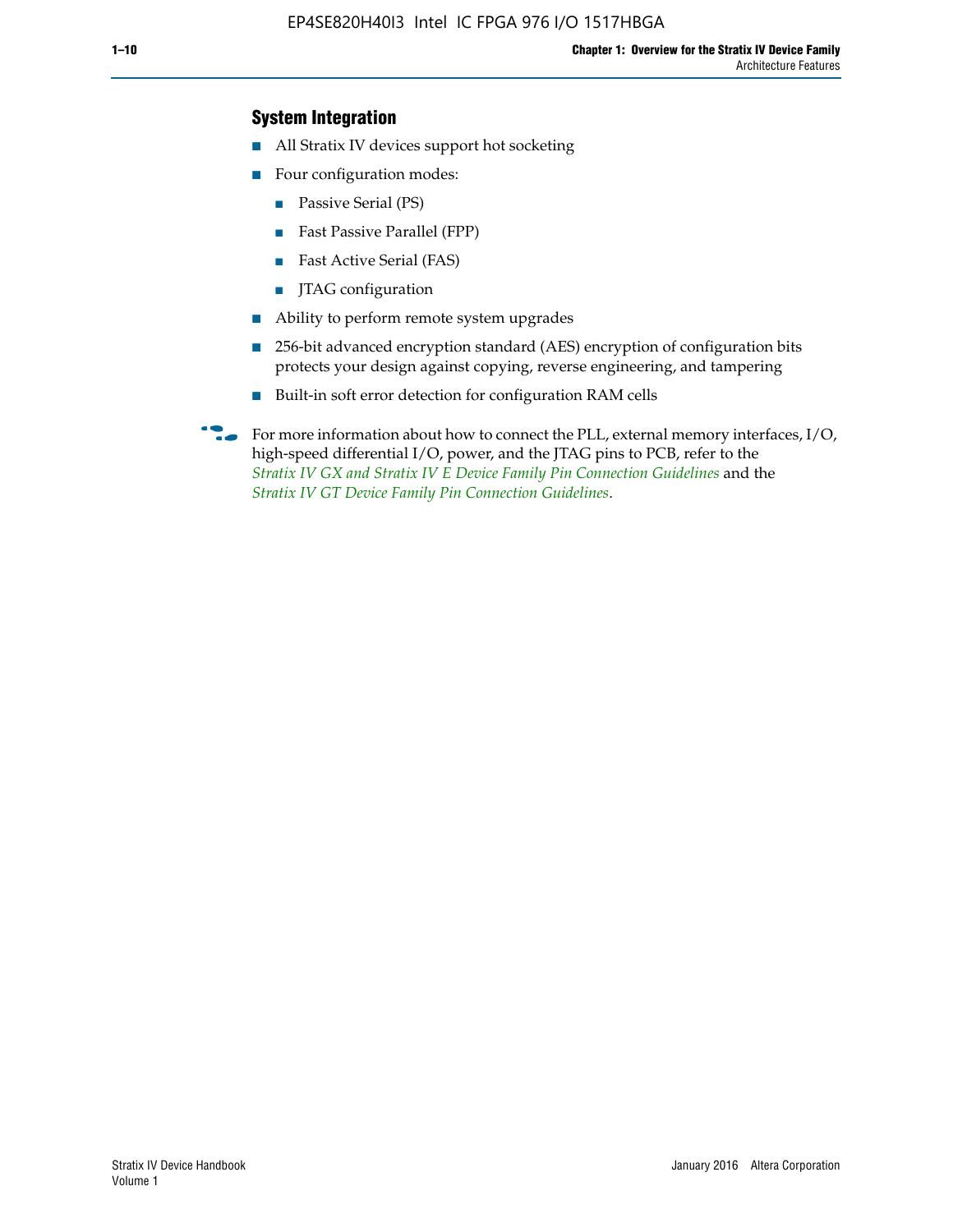### System Integration

- All Stratix IV devices support hot socketing
- Four configuration modes:
  - Passive Serial (PS)
  - Fast Passive Parallel (FPP)
  - Fast Active Serial (FAS)
  - JTAG configuration
- Ability to perform remote system upgrades
- 256-bit advanced encryption standard (AES) encryption of configuration bits protects your design against copying, reverse engineering, and tampering
- Built-in soft error detection for configuration RAM cells

For more information about how to connect the PLL, external memory interfaces, I/O, high-speed differential I/O, power, and the JTAG pins to PCB, refer to the *Stratix IV GX and Stratix IV E Device Family Pin Connection Guidelines* and the *Stratix IV GT Device Family Pin Connection Guidelines*.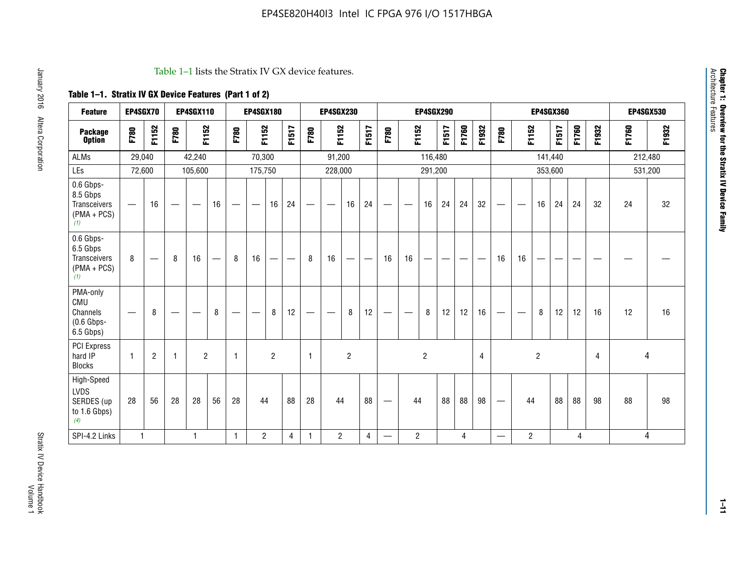Table 1–1 lists the Stratix IV GX device features.

**Table 1–1. Stratix IV GX Device Features (Part 1 of 2)**

| Feature | EP4SGX70 | | EP4SGX110 | | | EP4SGX180 | | | | EP4SGX230 | | | | EP4SGX290 | | | | | | EP4SGX360 | | | | | | EP4SGX530 | |
|---|---|---|---|---|---|---|---|---|---|---|---|---|---|---|---|---|---|---|---|---|---|---|---|---|---|---|---|
| **Package Option** | **F780** | **F1152** | **F780** | **F1152** | | **F780** | **F1152** | | **F1517** | **F780** | **F1152** | | **F1517** | **F780** | **F1152** | | **F1517** | **F1760** | **F1932** | **F780** | **F1152** | | **F1517** | **F1760** | **F1932** | **F1760** | **F1932** |
| ALMs | 29,040 | | 42,240 | | | 70,300 | | | | 91,200 | | | | 116,480 | | | | | | 141,440 | | | | | | 212,480 | |
| LEs | 72,600 | | 105,600 | | | 175,750 | | | | 228,000 | | | | 291,200 | | | | | | 353,600 | | | | | | 531,200 | |
| 0.6 Gbps-8.5 Gbps Transceivers (PMA + PCS) (1) | — | 16 | — | — | 16 | — | — | 16 | 24 | — | — | 16 | 24 | — | — | 16 | 24 | 24 | 32 | — | — | 16 | 24 | 24 | 32 | 24 | 32 |
| 0.6 Gbps-6.5 Gbps Transceivers (PMA + PCS) (1) | 8 | — | 8 | 16 | — | 8 | 16 | — | — | 8 | 16 | — | — | 16 | 16 | — | — | — | — | 16 | 16 | — | — | — | — | — | — |
| PMA-only CMU Channels (0.6 Gbps-6.5 Gbps) | — | 8 | — | — | 8 | — | — | 8 | 12 | — | — | 8 | 12 | — | — | 8 | 12 | 12 | 16 | — | — | 8 | 12 | 12 | 16 | 12 | 16 |
| PCI Express hard IP Blocks | 1 | 2 | 1 | 2 | | 1 | 2 | | | 1 | 2 | | | 2 | | | | | 4 | 2 | | | | | 4 | 4 | |
| High-Speed LVDS SERDES (up to 1.6 Gbps) (4) | 28 | 56 | 28 | 28 | 56 | 28 | 44 | | 88 | 28 | 44 | | 88 | — | 44 | | 88 | 88 | 98 | — | 44 | | 88 | 88 | 98 | 88 | 98 |
| SPI-4.2 Links | 1 | | 1 | | | 1 | 2 | | 4 | 1 | 2 | | 4 | — | 2 | | 4 | | | — | 2 | | 4 | | | 4 | |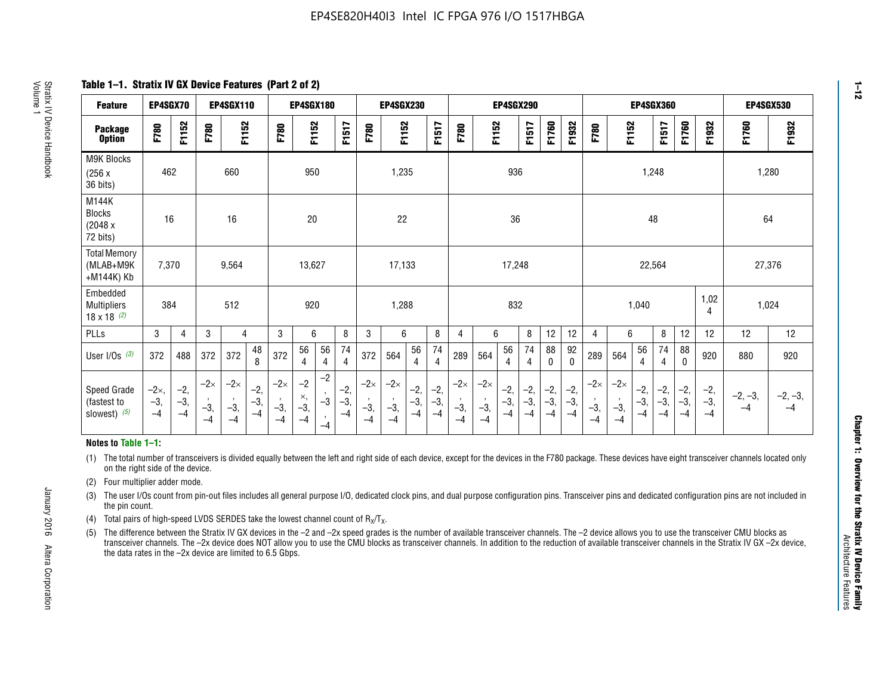## Table 1–1. Stratix IV GX Device Features (Part 2 of 2)

| Feature | EP4SGX70 | | EP4SGX110 | | | EP4SGX180 | | | | EP4SGX230 | | | | EP4SGX290 | | | | | | EP4SGX360 | | | | | | EP4SGX530 | |
|---|---|---|---|---|---|---|---|---|---|---|---|---|---|---|---|---|---|---|---|---|---|---|---|---|---|---|---|
| Package Option | F780 | F1152 | F780 | F1152 | | F780 | F1152 | | F1517 | F780 | F1152 | | F1517 | F780 | F1152 | | F1517 | F1760 | F1932 | F780 | F1152 | | F1517 | F1760 | F1932 | F1760 | F1932 |
| M9K Blocks (256 x 36 bits) | 462 | | 660 | | | 950 | | | | 1,235 | | | | 936 | | | | | | 1,248 | | | | | | 1,280 | |
| M144K Blocks (2048 x 72 bits) | 16 | | 16 | | | 20 | | | | 22 | | | | 36 | | | | | | 48 | | | | | | 64 | |
| Total Memory (MLAB+M9K +M144K) Kb | 7,370 | | 9,564 | | | 13,627 | | | | 17,133 | | | | 17,248 | | | | | | 22,564 | | | | | | 27,376 | |
| Embedded Multipliers 18 x 18 (2) | 384 | | 512 | | | 920 | | | | 1,288 | | | | 832 | | | | | | 1,040 | | | | | 1,024 | 1,024 | |
| PLLs | 3 | 4 | 3 | 4 | | 3 | 6 | | 8 | 3 | 6 | | 8 | 4 | 6 | | 8 | 12 | 12 | 4 | 6 | | 8 | 12 | 12 | 12 | 12 |
| User I/Os (3) | 372 | 488 | 372 | 372 | 488 | 372 | 564 | 564 | 744 | 372 | 564 | 564 | 744 | 289 | 564 | 564 | 744 | 880 | 920 | 289 | 564 | 564 | 744 | 880 | 920 | 880 | 920 |
| Speed Grade (fastest to slowest) (5) | –2×, –3, –4 | –2, –3, –4 | –2×, –3, –4 | –2×, –3, –4 | –2, –3, –4 | –2×, –3, –4 | –2×, –3, –4 | –2, –3, –4 | –2, –3, –4 | –2×, –3, –4 | –2×, –3, –4 | –2, –3, –4 | –2, –3, –4 | –2×, –3, –4 | –2×, –3, –4 | –2, –3, –4 | –2, –3, –4 | –2, –3, –4 | –2, –3, –4 | –2×, –3, –4 | –2×, –3, –4 | –2, –3, –4 | –2, –3, –4 | –2, –3, –4 | –2, –3, –4 | –2, –3, –4 | –2, –3, –4 |

**Notes to Table 1–1:**

(1) The total number of transceivers is divided equally between the left and right side of each device, except for the devices in the F780 package. These devices have eight transceiver channels located only on the right side of the device.

(2) Four multiplier adder mode.

(3) The user I/Os count from pin-out files includes all general purpose I/O, dedicated clock pins, and dual purpose configuration pins. Transceiver pins and dedicated configuration pins are not included in the pin count.

(4) Total pairs of high-speed LVDS SERDES take the lowest channel count of $R_X/T_X$.

(5) The difference between the Stratix IV GX devices in the –2 and –2x speed grades is the number of available transceiver channels. The –2 device allows you to use the transceiver CMU blocks as transceiver channels. The –2x device does NOT allow you to use the CMU blocks as transceiver channels. In addition to the reduction of available transceiver channels in the Stratix IV GX –2x device, the data rates in the –2x device are limited to 6.5 Gbps.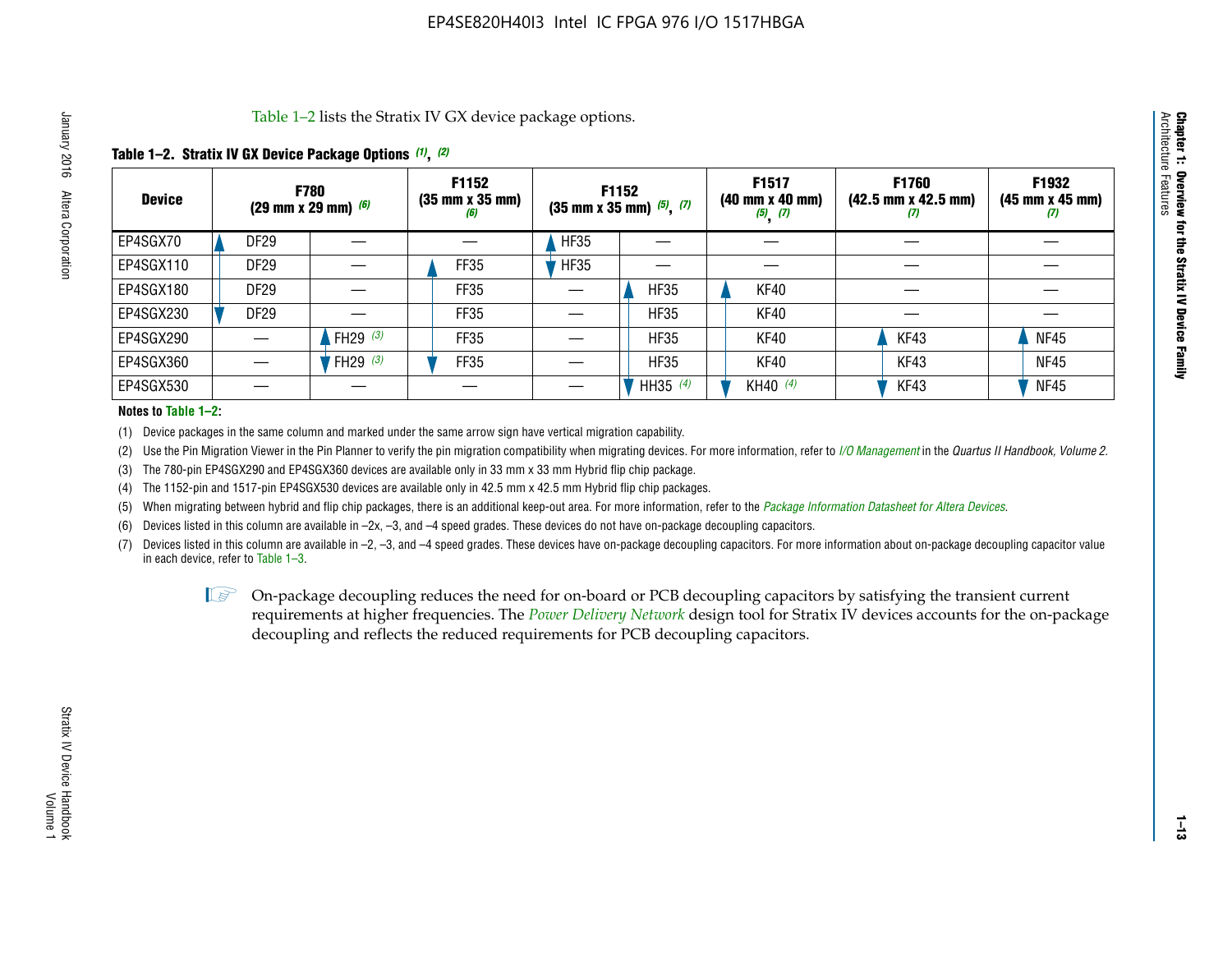Table 1–2 lists the Stratix IV GX device package options.

**Table 1–2. Stratix IV GX Device Package Options (1), (2)**

| Device | F780 (29 mm x 29 mm) (6) | | F1152 (35 mm x 35 mm) (6) | F1152 (35 mm x 35 mm) (5), (7) | | F1517 (40 mm x 40 mm) (5), (7) | F1760 (42.5 mm x 42.5 mm) (7) | F1932 (45 mm x 45 mm) (7) |
|---|---|---|---|---|---|---|---|---|
| EP4SGX70 | DF29 | — | — | HF35 | — | — | — | — |
| EP4SGX110 | DF29 | — | FF35 | HF35 | — | — | — | — |
| EP4SGX180 | DF29 | — | FF35 | — | HF35 | KF40 | — | — |
| EP4SGX230 | DF29 | — | FF35 | — | HF35 | KF40 | — | — |
| EP4SGX290 | — | FH29 (3) | FF35 | — | HF35 | KF40 | KF43 | NF45 |
| EP4SGX360 | — | FH29 (3) | FF35 | — | HF35 | KF40 | KF43 | NF45 |
| EP4SGX530 | — | — | — | — | HH35 (4) | KH40 (4) | KF43 | NF45 |

**Notes to Table 1–2:**

(1) Device packages in the same column and marked under the same arrow sign have vertical migration capability.

(2) Use the Pin Migration Viewer in the Pin Planner to verify the pin migration compatibility when migrating devices. For more information, refer to *I/O Management* in the *Quartus II Handbook, Volume 2*.

(3) The 780-pin EP4SGX290 and EP4SGX360 devices are available only in 33 mm x 33 mm Hybrid flip chip package.

(4) The 1152-pin and 1517-pin EP4SGX530 devices are available only in 42.5 mm x 42.5 mm Hybrid flip chip packages.

(5) When migrating between hybrid and flip chip packages, there is an additional keep-out area. For more information, refer to the *Package Information Datasheet for Altera Devices*.

(6) Devices listed in this column are available in –2x, –3, and –4 speed grades. These devices do not have on-package decoupling capacitors.

(7) Devices listed in this column are available in –2, –3, and –4 speed grades. These devices have on-package decoupling capacitors. For more information about on-package decoupling capacitor value in each device, refer to Table 1–3.

On-package decoupling reduces the need for on-board or PCB decoupling capacitors by satisfying the transient current requirements at higher frequencies. The *Power Delivery Network* design tool for Stratix IV devices accounts for the on-package decoupling and reflects the reduced requirements for PCB decoupling capacitors.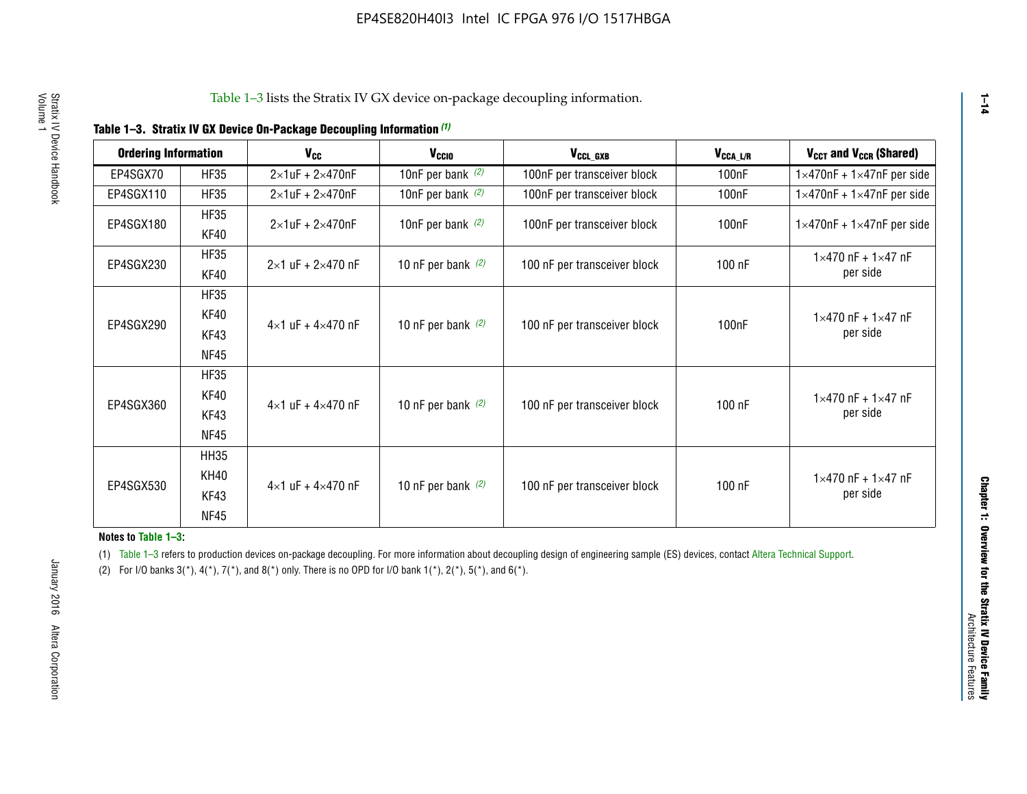Table 1–3 lists the Stratix IV GX device on-package decoupling information.

**Table 1–3. Stratix IV GX Device On-Package Decoupling Information (1)**

| Ordering Information | | $V_{CC}$ | $V_{CCIO}$ | $V_{CCL\_GXB}$ | $V_{CCA\_L/R}$ | $V_{CCT}$ and $V_{CCR}$ (Shared) |
|---|---|---|---|---|---|---|
| EP4SGX70 | HF35 | 2×1uF + 2×470nF | 10nF per bank (2) | 100nF per transceiver block | 100nF | 1×470nF + 1×47nF per side |
| EP4SGX110 | HF35 | 2×1uF + 2×470nF | 10nF per bank (2) | 100nF per transceiver block | 100nF | 1×470nF + 1×47nF per side |
| EP4SGX180 | HF35, KF40 | 2×1uF + 2×470nF | 10nF per bank (2) | 100nF per transceiver block | 100nF | 1×470nF + 1×47nF per side |
| EP4SGX230 | HF35, KF40 | 2×1 uF + 2×470 nF | 10 nF per bank (2) | 100 nF per transceiver block | 100 nF | 1×470 nF + 1×47 nF per side |
| EP4SGX290 | HF35, KF40, KF43, NF45 | 4×1 uF + 4×470 nF | 10 nF per bank (2) | 100 nF per transceiver block | 100nF | 1×470 nF + 1×47 nF per side |
| EP4SGX360 | HF35, KF40, KF43, NF45 | 4×1 uF + 4×470 nF | 10 nF per bank (2) | 100 nF per transceiver block | 100 nF | 1×470 nF + 1×47 nF per side |
| EP4SGX530 | HH35, KH40, KF43, NF45 | 4×1 uF + 4×470 nF | 10 nF per bank (2) | 100 nF per transceiver block | 100 nF | 1×470 nF + 1×47 nF per side |

**Notes to Table 1–3:**

(1) Table 1–3 refers to production devices on-package decoupling. For more information about decoupling design of engineering sample (ES) devices, contact Altera Technical Support.

(2) For I/O banks 3(*), 4(*), 7(*), and 8(*) only. There is no OPD for I/O bank 1(*), 2(*), 5(*), and 6(*).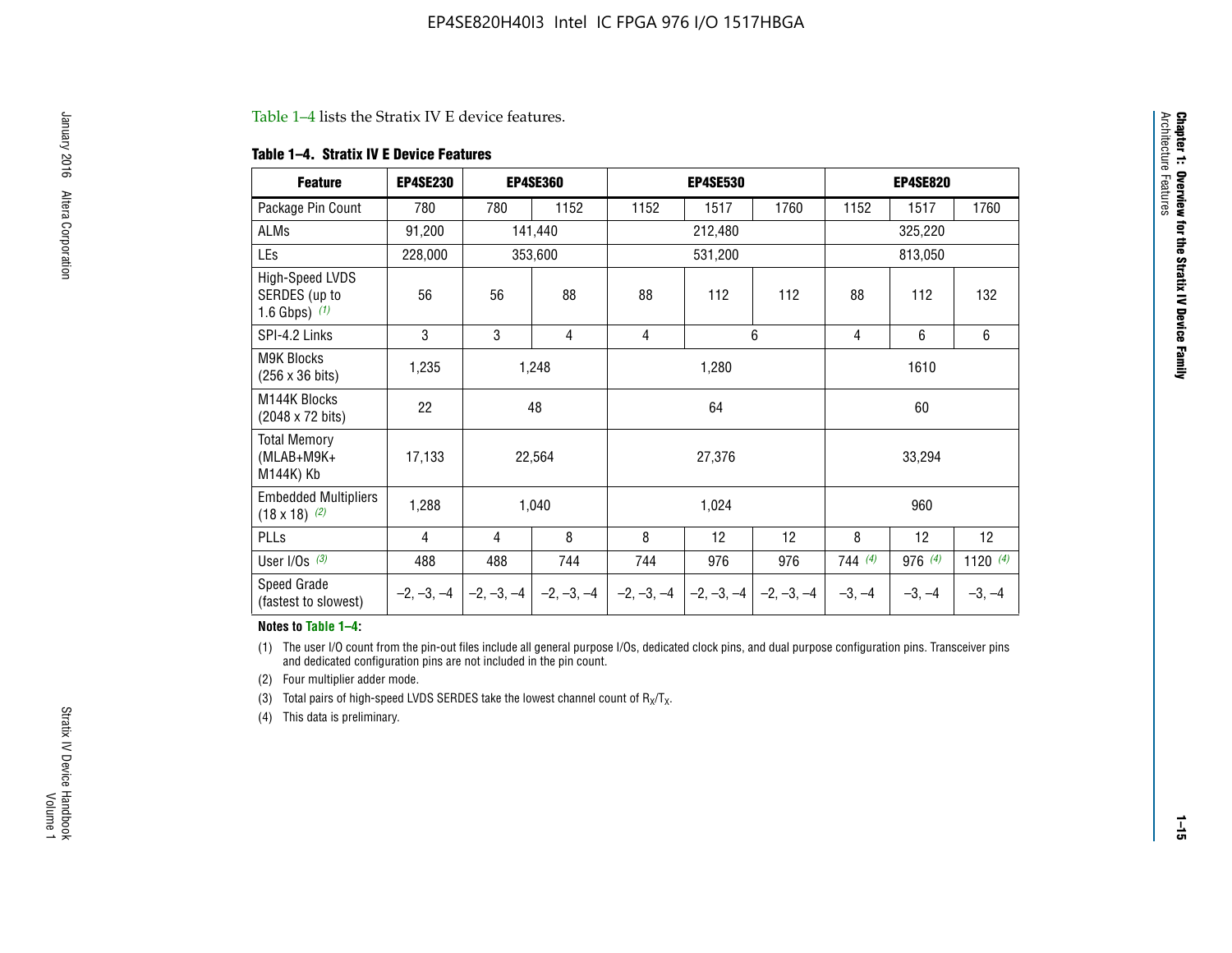Table 1–4 lists the Stratix IV E device features.

**Table 1–4. Stratix IV E Device Features**

| Feature | EP4SE230 | EP4SE360 | | EP4SE530 | | | EP4SE820 | | |
|---|---|---|---|---|---|---|---|---|---|
| Package Pin Count | 780 | 780 | 1152 | 1152 | 1517 | 1760 | 1152 | 1517 | 1760 |
| ALMs | 91,200 | 141,440 | | 212,480 | | | 325,220 | | |
| LEs | 228,000 | 353,600 | | 531,200 | | | 813,050 | | |
| High-Speed LVDS SERDES (up to 1.6 Gbps) (1) | 56 | 56 | 88 | 88 | 112 | 112 | 88 | 112 | 132 |
| SPI-4.2 Links | 3 | 3 | 4 | 4 | 6 | | 4 | 6 | 6 |
| M9K Blocks (256 x 36 bits) | 1,235 | 1,248 | | 1,280 | | | 1610 | | |
| M144K Blocks (2048 x 72 bits) | 22 | 48 | | 64 | | | 60 | | |
| Total Memory (MLAB+M9K+ M144K) Kb | 17,133 | 22,564 | | 27,376 | | | 33,294 | | |
| Embedded Multipliers (18 x 18) (2) | 1,288 | 1,040 | | 1,024 | | | 960 | | |
| PLLs | 4 | 4 | 8 | 8 | 12 | 12 | 8 | 12 | 12 |
| User I/Os (3) | 488 | 488 | 744 | 744 | 976 | 976 | 744 (4) | 976 (4) | 1120 (4) |
| Speed Grade (fastest to slowest) | –2, –3, –4 | –2, –3, –4 | –2, –3, –4 | –2, –3, –4 | –2, –3, –4 | –2, –3, –4 | –3, –4 | –3, –4 | –3, –4 |

**Notes to Table 1–4:**

(1) The user I/O count from the pin-out files include all general purpose I/Os, dedicated clock pins, and dual purpose configuration pins. Transceiver pins and dedicated configuration pins are not included in the pin count.

(2) Four multiplier adder mode.

(3) Total pairs of high-speed LVDS SERDES take the lowest channel count of $R_X/T_X$.

(4) This data is preliminary.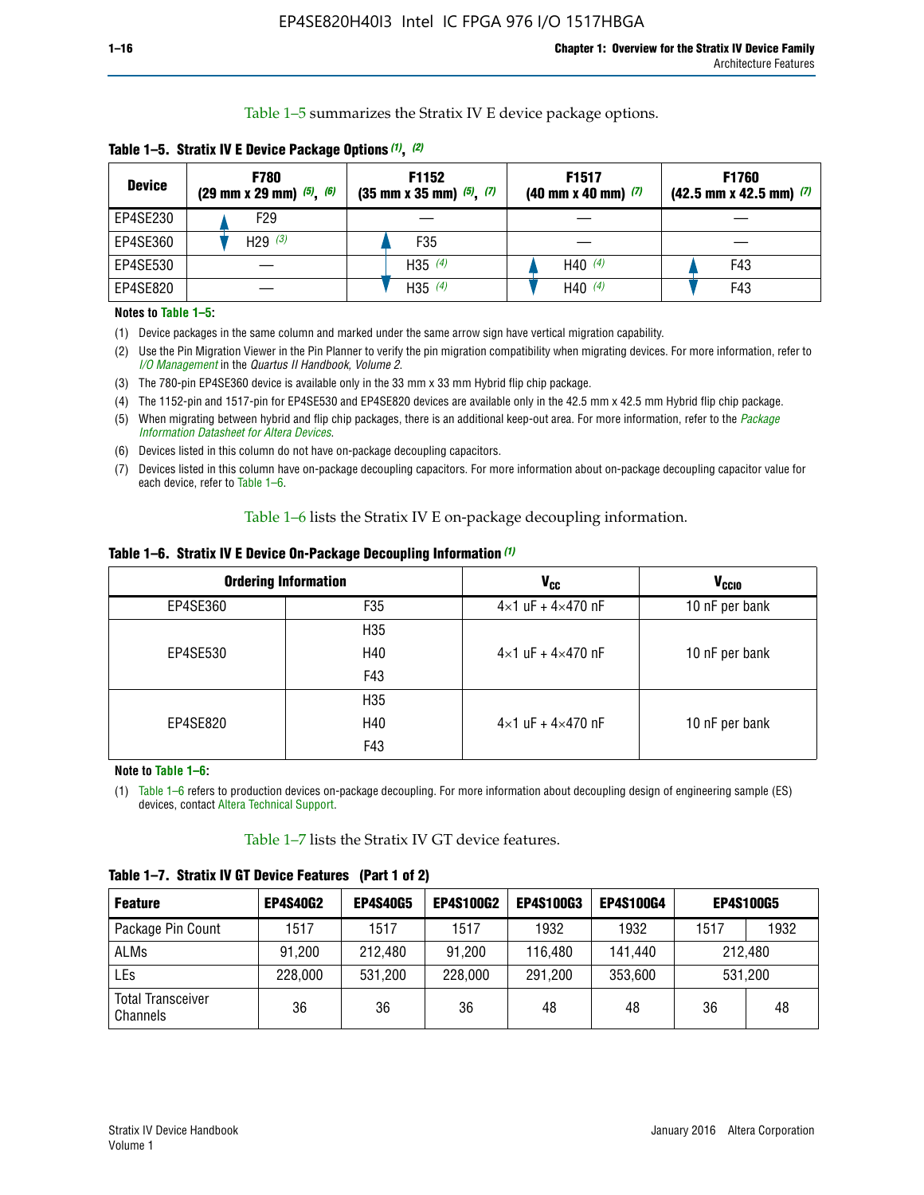Table 1–5 summarizes the Stratix IV E device package options.

**Table 1–5. Stratix IV E Device Package Options (1), (2)**

| Device | F780 (29 mm x 29 mm) (5), (6) | F1152 (35 mm x 35 mm) (5), (7) | F1517 (40 mm x 40 mm) (7) | F1760 (42.5 mm x 42.5 mm) (7) |
|---|---|---|---|---|
| EP4SE230 | F29 | — | — | — |
| EP4SE360 | H29 (3) | F35 | — | — |
| EP4SE530 | — | H35 (4) | H40 (4) | F43 |
| EP4SE820 | — | H35 (4) | H40 (4) | F43 |

**Notes to Table 1–5:**

(1) Device packages in the same column and marked under the same arrow sign have vertical migration capability.

(2) Use the Pin Migration Viewer in the Pin Planner to verify the pin migration compatibility when migrating devices. For more information, refer to *I/O Management* in the *Quartus II Handbook, Volume 2*.

(3) The 780-pin EP4SE360 device is available only in the 33 mm x 33 mm Hybrid flip chip package.

(4) The 1152-pin and 1517-pin for EP4SE530 and EP4SE820 devices are available only in the 42.5 mm x 42.5 mm Hybrid flip chip package.

(5) When migrating between hybrid and flip chip packages, there is an additional keep-out area. For more information, refer to the *Package Information Datasheet for Altera Devices*.

(6) Devices listed in this column do not have on-package decoupling capacitors.

(7) Devices listed in this column have on-package decoupling capacitors. For more information about on-package decoupling capacitor value for each device, refer to Table 1–6.

Table 1–6 lists the Stratix IV E on-package decoupling information.

**Table 1–6. Stratix IV E Device On-Package Decoupling Information (1)**

| Ordering Information | | $V_{CC}$ | $V_{CCIO}$ |
|---|---|---|---|
| EP4SE360 | F35 | 4×1 uF + 4×470 nF | 10 nF per bank |
| EP4SE530 | H35 | 4×1 uF + 4×470 nF | 10 nF per bank |
| | H40 | | |
| | F43 | | |
| EP4SE820 | H35 | 4×1 uF + 4×470 nF | 10 nF per bank |
| | H40 | | |
| | F43 | | |

**Note to Table 1–6:**

(1) Table 1–6 refers to production devices on-package decoupling. For more information about decoupling design of engineering sample (ES) devices, contact Altera Technical Support.

Table 1–7 lists the Stratix IV GT device features.

**Table 1–7. Stratix IV GT Device Features (Part 1 of 2)**

| Feature | EP4S40G2 | EP4S40G5 | EP4S100G2 | EP4S100G3 | EP4S100G4 | EP4S100G5 | |
|---|---|---|---|---|---|---|---|
| Package Pin Count | 1517 | 1517 | 1517 | 1932 | 1932 | 1517 | 1932 |
| ALMs | 91,200 | 212,480 | 91,200 | 116,480 | 141,440 | 212,480 | |
| LEs | 228,000 | 531,200 | 228,000 | 291,200 | 353,600 | 531,200 | |
| Total Transceiver Channels | 36 | 36 | 36 | 48 | 48 | 36 | 48 |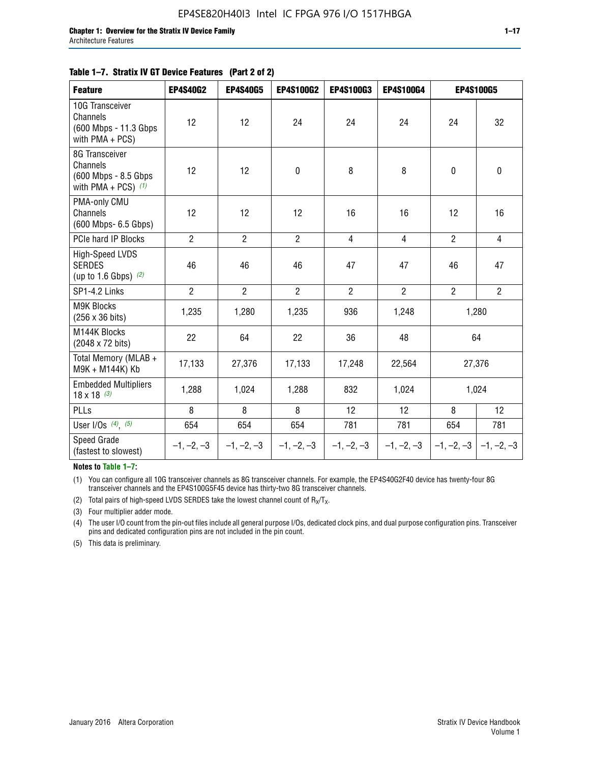**Table 1–7. Stratix IV GT Device Features (Part 2 of 2)**

| Feature | EP4S40G2 | EP4S40G5 | EP4S100G2 | EP4S100G3 | EP4S100G4 | EP4S100G5 | |
|---|---|---|---|---|---|---|---|
| 10G Transceiver Channels (600 Mbps - 11.3 Gbps with PMA + PCS) | 12 | 12 | 24 | 24 | 24 | 24 | 32 |
| 8G Transceiver Channels (600 Mbps - 8.5 Gbps with PMA + PCS) *(1)* | 12 | 12 | 0 | 8 | 8 | 0 | 0 |
| PMA-only CMU Channels (600 Mbps- 6.5 Gbps) | 12 | 12 | 12 | 16 | 16 | 12 | 16 |
| PCIe hard IP Blocks | 2 | 2 | 2 | 4 | 4 | 2 | 4 |
| High-Speed LVDS SERDES (up to 1.6 Gbps) *(2)* | 46 | 46 | 46 | 47 | 47 | 46 | 47 |
| SP1-4.2 Links | 2 | 2 | 2 | 2 | 2 | 2 | 2 |
| M9K Blocks (256 x 36 bits) | 1,235 | 1,280 | 1,235 | 936 | 1,248 | 1,280 | |
| M144K Blocks (2048 x 72 bits) | 22 | 64 | 22 | 36 | 48 | 64 | |
| Total Memory (MLAB + M9K + M144K) Kb | 17,133 | 27,376 | 17,133 | 17,248 | 22,564 | 27,376 | |
| Embedded Multipliers 18 x 18 *(3)* | 1,288 | 1,024 | 1,288 | 832 | 1,024 | 1,024 | |
| PLLs | 8 | 8 | 8 | 12 | 12 | 8 | 12 |
| User I/Os *(4)*, *(5)* | 654 | 654 | 654 | 781 | 781 | 654 | 781 |
| Speed Grade (fastest to slowest) | –1, –2, –3 | –1, –2, –3 | –1, –2, –3 | –1, –2, –3 | –1, –2, –3 | –1, –2, –3 | –1, –2, –3 |

**Notes to Table 1–7:**

(1) You can configure all 10G transceiver channels as 8G transceiver channels. For example, the EP4S40G2F40 device has twenty-four 8G transceiver channels and the EP4S100G5F45 device has thirty-two 8G transceiver channels.

(2) Total pairs of high-speed LVDS SERDES take the lowest channel count of $R_X/T_X$.

(3) Four multiplier adder mode.

(4) The user I/O count from the pin-out files include all general purpose I/Os, dedicated clock pins, and dual purpose configuration pins. Transceiver pins and dedicated configuration pins are not included in the pin count.

(5) This data is preliminary.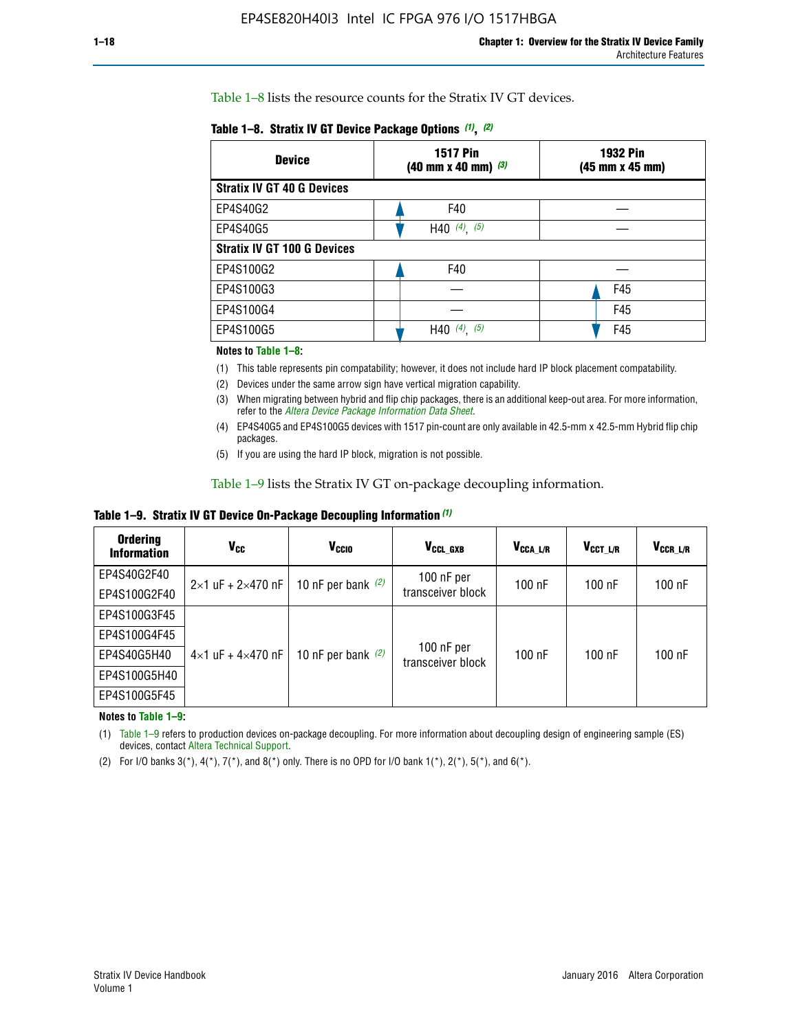Table 1–8 lists the resource counts for the Stratix IV GT devices.

**Table 1–8. Stratix IV GT Device Package Options (1), (2)**

| Device | 1517 Pin (40 mm x 40 mm) (3) | 1932 Pin (45 mm x 45 mm) |
|---|---|---|
| **Stratix IV GT 40 G Devices** | | |
| EP4S40G2 | F40 | — |
| EP4S40G5 | H40 (4), (5) | — |
| **Stratix IV GT 100 G Devices** | | |
| EP4S100G2 | F40 | — |
| EP4S100G3 | — | F45 |
| EP4S100G4 | — | F45 |
| EP4S100G5 | H40 (4), (5) | F45 |

**Notes to Table 1–8:**

(1) This table represents pin compatability; however, it does not include hard IP block placement compatability.

(2) Devices under the same arrow sign have vertical migration capability.

(3) When migrating between hybrid and flip chip packages, there is an additional keep-out area. For more information, refer to the *Altera Device Package Information Data Sheet*.

(4) EP4S40G5 and EP4S100G5 devices with 1517 pin-count are only available in 42.5-mm x 42.5-mm Hybrid flip chip packages.

(5) If you are using the hard IP block, migration is not possible.

Table 1–9 lists the Stratix IV GT on-package decoupling information.

**Table 1–9. Stratix IV GT Device On-Package Decoupling Information (1)**

| Ordering Information | $V_{CC}$ | $V_{CCIO}$ | $V_{CCL\_GXB}$ | $V_{CCA\_L/R}$ | $V_{CCT\_L/R}$ | $V_{CCR\_L/R}$ |
|---|---|---|---|---|---|---|
| EP4S40G2F40 | 2×1 uF + 2×470 nF | 10 nF per bank (2) | 100 nF per transceiver block | 100 nF | 100 nF | 100 nF |
| EP4S100G2F40 | | | | | | |
| EP4S100G3F45 | 4×1 uF + 4×470 nF | 10 nF per bank (2) | 100 nF per transceiver block | 100 nF | 100 nF | 100 nF |
| EP4S100G4F45 | | | | | | |
| EP4S40G5H40 | | | | | | |
| EP4S100G5H40 | | | | | | |
| EP4S100G5F45 | | | | | | |

**Notes to Table 1–9:**

(1) Table 1–9 refers to production devices on-package decoupling. For more information about decoupling design of engineering sample (ES) devices, contact Altera Technical Support.

(2) For I/O banks 3(*), 4(*), 7(*), and 8(*) only. There is no OPD for I/O bank 1(*), 2(*), 5(*), and 6(*).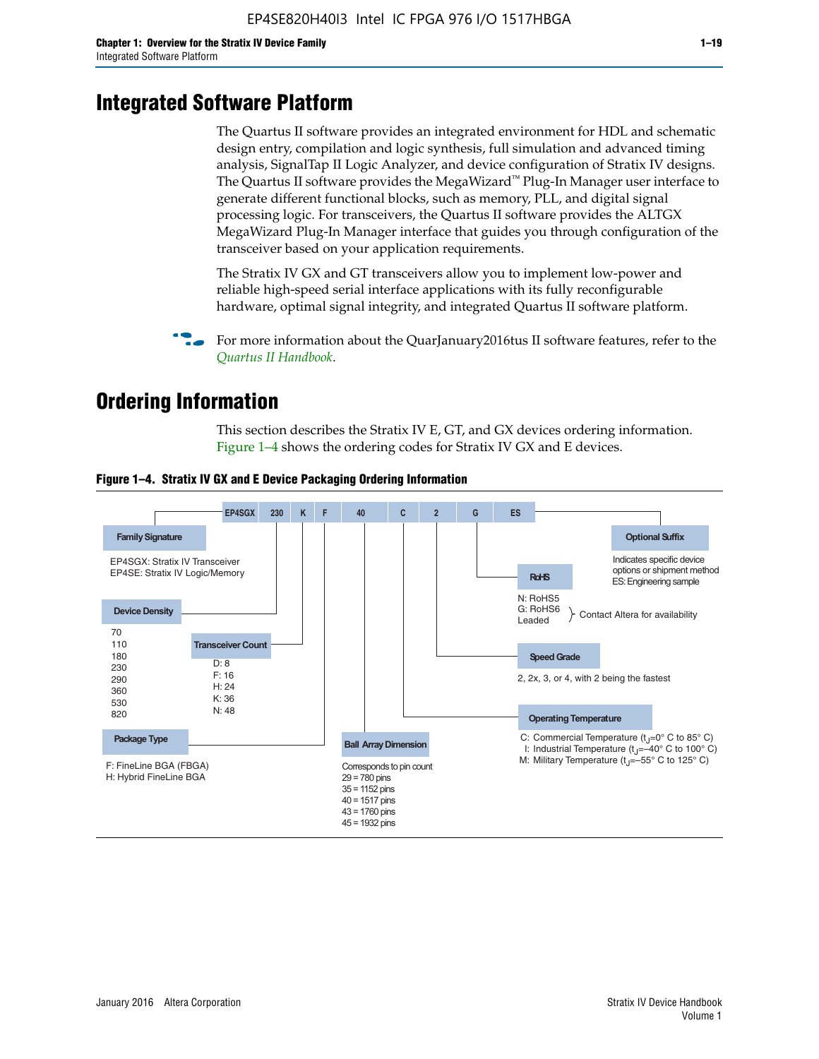# Integrated Software Platform

The Quartus II software provides an integrated environment for HDL and schematic design entry, compilation and logic synthesis, full simulation and advanced timing analysis, SignalTap II Logic Analyzer, and device configuration of Stratix IV designs. The Quartus II software provides the MegaWizard™ Plug-In Manager user interface to generate different functional blocks, such as memory, PLL, and digital signal processing logic. For transceivers, the Quartus II software provides the ALTGX MegaWizard Plug-In Manager interface that guides you through configuration of the transceiver based on your application requirements.

The Stratix IV GX and GT transceivers allow you to implement low-power and reliable high-speed serial interface applications with its fully reconfigurable hardware, optimal signal integrity, and integrated Quartus II software platform.

For more information about the QuarJanuary2016tus II software features, refer to the *Quartus II Handbook*.

# Ordering Information

This section describes the Stratix IV E, GT, and GX devices ordering information. Figure 1–4 shows the ordering codes for Stratix IV GX and E devices.

**Figure 1–4. Stratix IV GX and E Device Packaging Ordering Information**

EP4SGX 230 K F 40 C 2 G ES

**Family Signature**
EP4SGX: Stratix IV Transceiver
EP4SE: Stratix IV Logic/Memory

**Device Density**
70
110
180
230
290
360
530
820

**Transceiver Count**
D: 8
F: 16
H: 24
K: 36
N: 48

**Package Type**
F: FineLine BGA (FBGA)
H: Hybrid FineLine BGA

**Ball Array Dimension**
Corresponds to pin count
29 = 780 pins
35 = 1152 pins
40 = 1517 pins
43 = 1760 pins
45 = 1932 pins

**Operating Temperature**
C: Commercial Temperature ($t_J$=0° C to 85° C)
I: Industrial Temperature ($t_J$=–40° C to 100° C)
M: Military Temperature ($t_J$=–55° C to 125° C)

**Speed Grade**
2, 2x, 3, or 4, with 2 being the fastest

**RoHS**
N: RoHS5
G: RoHS6
Leaded
} Contact Altera for availability

**Optional Suffix**
Indicates specific device options or shipment method
ES: Engineering sample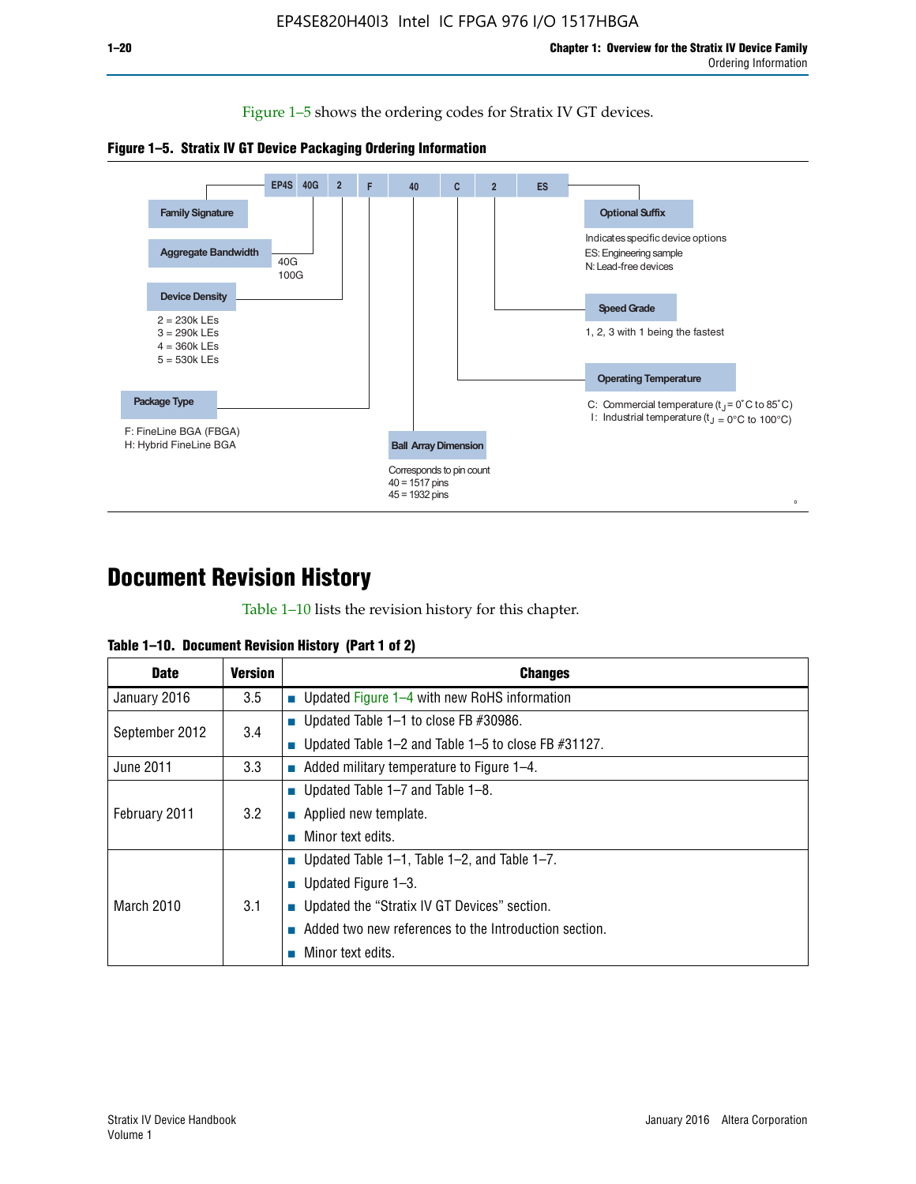Figure 1–5 shows the ordering codes for Stratix IV GT devices.

**Figure 1–5. Stratix IV GT Device Packaging Ordering Information**

EP4S 40G 2 F 40 C 2 ES

- **Family Signature**
- **Aggregate Bandwidth**: 40G, 100G
- **Device Density**: 2 = 230k LEs, 3 = 290k LEs, 4 = 360k LEs, 5 = 530k LEs
- **Package Type**: F: FineLine BGA (FBGA), H: Hybrid FineLine BGA
- **Ball Array Dimension**: Corresponds to pin count, 40 = 1517 pins, 45 = 1932 pins
- **Operating Temperature**: C: Commercial temperature ($t_J$ = 0°C to 85°C), I: Industrial temperature ($t_J$ = 0°C to 100°C)
- **Speed Grade**: 1, 2, 3 with 1 being the fastest
- **Optional Suffix**: Indicates specific device options, ES: Engineering sample, N: Lead-free devices

# Document Revision History

Table 1–10 lists the revision history for this chapter.

**Table 1–10. Document Revision History (Part 1 of 2)**

| Date | Version | Changes |
|---|---|---|
| January 2016 | 3.5 | ■ Updated Figure 1–4 with new RoHS information |
| September 2012 | 3.4 | ■ Updated Table 1–1 to close FB #30986.<br>■ Updated Table 1–2 and Table 1–5 to close FB #31127. |
| June 2011 | 3.3 | ■ Added military temperature to Figure 1–4. |
| February 2011 | 3.2 | ■ Updated Table 1–7 and Table 1–8.<br>■ Applied new template.<br>■ Minor text edits. |
| March 2010 | 3.1 | ■ Updated Table 1–1, Table 1–2, and Table 1–7.<br>■ Updated Figure 1–3.<br>■ Updated the “Stratix IV GT Devices” section.<br>■ Added two new references to the Introduction section.<br>■ Minor text edits. |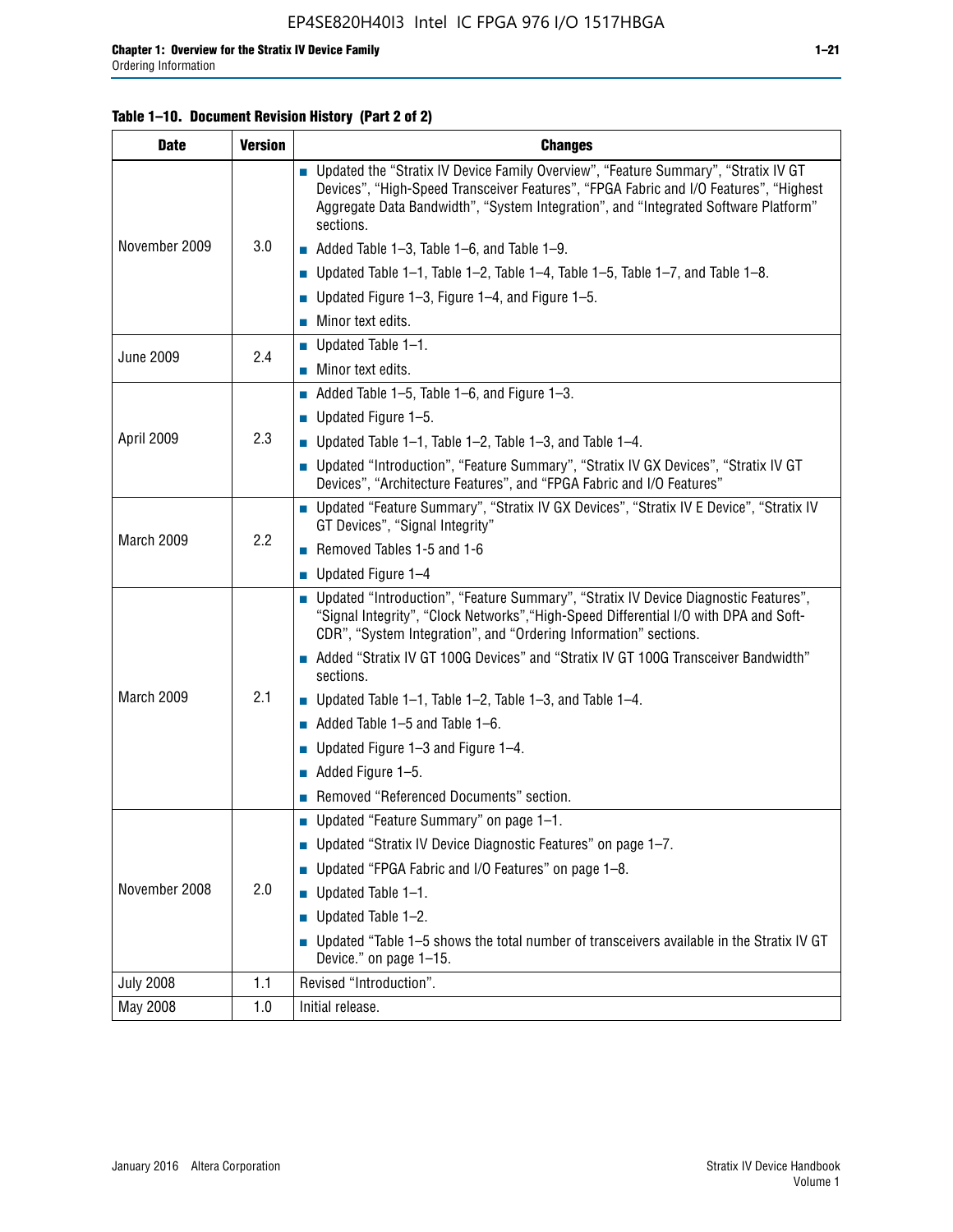**Table 1–10. Document Revision History (Part 2 of 2)**

| Date | Version | Changes |
|---|---|---|
| November 2009 | 3.0 | ■ Updated the "Stratix IV Device Family Overview", "Feature Summary", "Stratix IV GT Devices", "High-Speed Transceiver Features", "FPGA Fabric and I/O Features", "Highest Aggregate Data Bandwidth", "System Integration", and "Integrated Software Platform" sections.<br>■ Added Table 1–3, Table 1–6, and Table 1–9.<br>■ Updated Table 1–1, Table 1–2, Table 1–4, Table 1–5, Table 1–7, and Table 1–8.<br>■ Updated Figure 1–3, Figure 1–4, and Figure 1–5.<br>■ Minor text edits. |
| June 2009 | 2.4 | ■ Updated Table 1–1.<br>■ Minor text edits. |
| April 2009 | 2.3 | ■ Added Table 1–5, Table 1–6, and Figure 1–3.<br>■ Updated Figure 1–5.<br>■ Updated Table 1–1, Table 1–2, Table 1–3, and Table 1–4.<br>■ Updated "Introduction", "Feature Summary", "Stratix IV GX Devices", "Stratix IV GT Devices", "Architecture Features", and "FPGA Fabric and I/O Features" |
| March 2009 | 2.2 | ■ Updated "Feature Summary", "Stratix IV GX Devices", "Stratix IV E Device", "Stratix IV GT Devices", "Signal Integrity"<br>■ Removed Tables 1-5 and 1-6<br>■ Updated Figure 1–4 |
| March 2009 | 2.1 | ■ Updated "Introduction", "Feature Summary", "Stratix IV Device Diagnostic Features", "Signal Integrity", "Clock Networks","High-Speed Differential I/O with DPA and Soft-CDR", "System Integration", and "Ordering Information" sections.<br>■ Added "Stratix IV GT 100G Devices" and "Stratix IV GT 100G Transceiver Bandwidth" sections.<br>■ Updated Table 1–1, Table 1–2, Table 1–3, and Table 1–4.<br>■ Added Table 1–5 and Table 1–6.<br>■ Updated Figure 1–3 and Figure 1–4.<br>■ Added Figure 1–5.<br>■ Removed "Referenced Documents" section. |
| November 2008 | 2.0 | ■ Updated "Feature Summary" on page 1–1.<br>■ Updated "Stratix IV Device Diagnostic Features" on page 1–7.<br>■ Updated "FPGA Fabric and I/O Features" on page 1–8.<br>■ Updated Table 1–1.<br>■ Updated Table 1–2.<br>■ Updated "Table 1–5 shows the total number of transceivers available in the Stratix IV GT Device." on page 1–15. |
| July 2008 | 1.1 | Revised "Introduction". |
| May 2008 | 1.0 | Initial release. |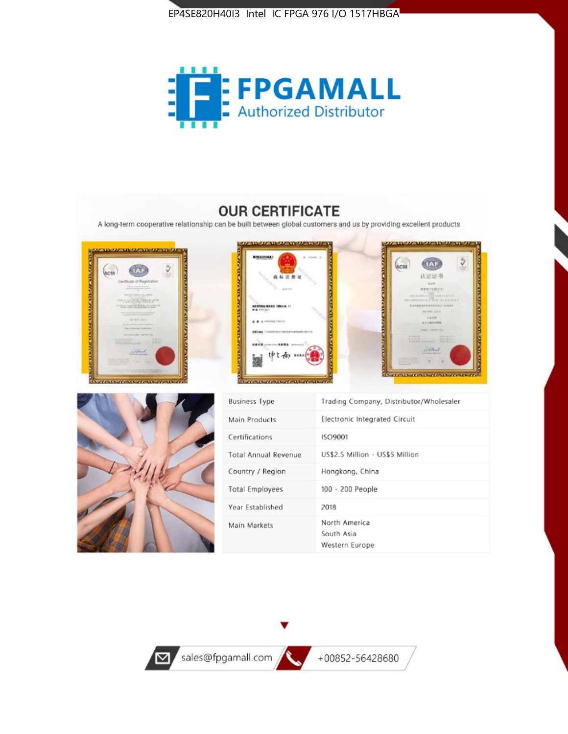FPGAMALL

Authorized Distributor

## OUR CERTIFICATE

A long-term cooperative relationship can be built between global customers and us by providing excellent products

| | |
|---|---|
| Business Type | Trading Company, Distributor/Wholesaler |
| Main Products | Electronic Integrated Circuit |
| Certifications | ISO9001 |
| Total Annual Revenue | US$2.5 Million - US$5 Million |
| Country / Region | Hongkong, China |
| Total Employees | 100 - 200 People |
| Year Established | 2018 |
| Main Markets | North America<br>South Asia<br>Western Europe |

sales@fpgamall.com

+00852-56428680